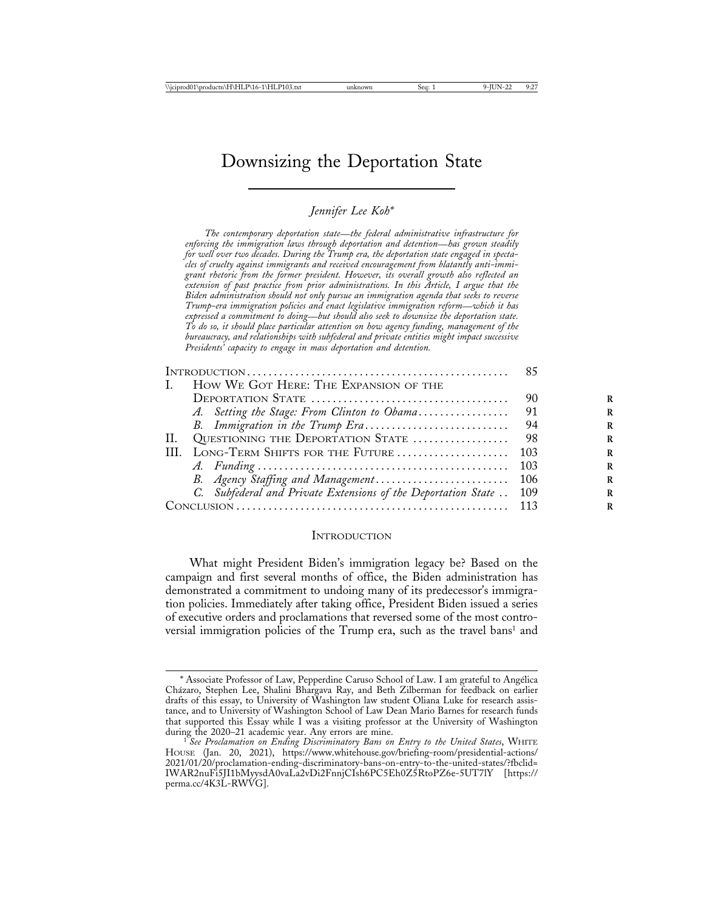# Downsizing the Deportation State

*Jennifer Lee Koh*[*]

*The contemporary deportation state—the federal administrative infrastructure for enforcing the immigration laws through deportation and detention—has grown steadily for well over two decades. During the Trump era, the deportation state engaged in spectacles of cruelty against immigrants and received encouragement from blatantly anti-immigrant rhetoric from the former president. However, its overall growth also reflected an extension of past practice from prior administrations. In this Article, I argue that the Biden administration should not only pursue an immigration agenda that seeks to reverse Trump-era immigration policies and enact legislative immigration reform—which it has expressed a commitment to doing—but should also seek to downsize the deportation state. To do so, it should place particular attention on how agency funding, management of the bureaucracy, and relationships with subfederal and private entities might impact successive Presidents' capacity to engage in mass deportation and detention.*

| | |
|---|---|
| Introduction | 85 |
| I. How We Got Here: The Expansion of the Deportation State | 90 |
| *A. Setting the Stage: From Clinton to Obama* | 91 |
| *B. Immigration in the Trump Era* | 94 |
| II. Questioning the Deportation State | 98 |
| III. Long-Term Shifts for the Future | 103 |
| *A. Funding* | 103 |
| *B. Agency Staffing and Management* | 106 |
| *C. Subfederal and Private Extensions of the Deportation State* | 109 |
| Conclusion | 113 |

## Introduction

What might President Biden's immigration legacy be? Based on the campaign and first several months of office, the Biden administration has demonstrated a commitment to undoing many of its predecessor's immigration policies. Immediately after taking office, President Biden issued a series of executive orders and proclamations that reversed some of the most controversial immigration policies of the Trump era, such as the travel bans[1] and

---

[*] Associate Professor of Law, Pepperdine Caruso School of Law. I am grateful to Angélica Cházaro, Stephen Lee, Shalini Bhargava Ray, and Beth Zilberman for feedback on earlier drafts of this essay, to University of Washington law student Oliana Luke for research assistance, and to University of Washington School of Law Dean Mario Barnes for research funds that supported this Essay while I was a visiting professor at the University of Washington during the 2020–21 academic year. Any errors are mine.

[1] *See Proclamation on Ending Discriminatory Bans on Entry to the United States*, White House (Jan. 20, 2021), https://www.whitehouse.gov/briefing-room/presidential-actions/2021/01/20/proclamation-ending-discriminatory-bans-on-entry-to-the-united-states/?fbclid=IWAR2nuFi5JI1bMyysdA0vaLa2vDi2FnnjCIsh6PC5Eh0Z5RtoPZ6e-5UT7lY [https://perma.cc/4K3L-RWVG].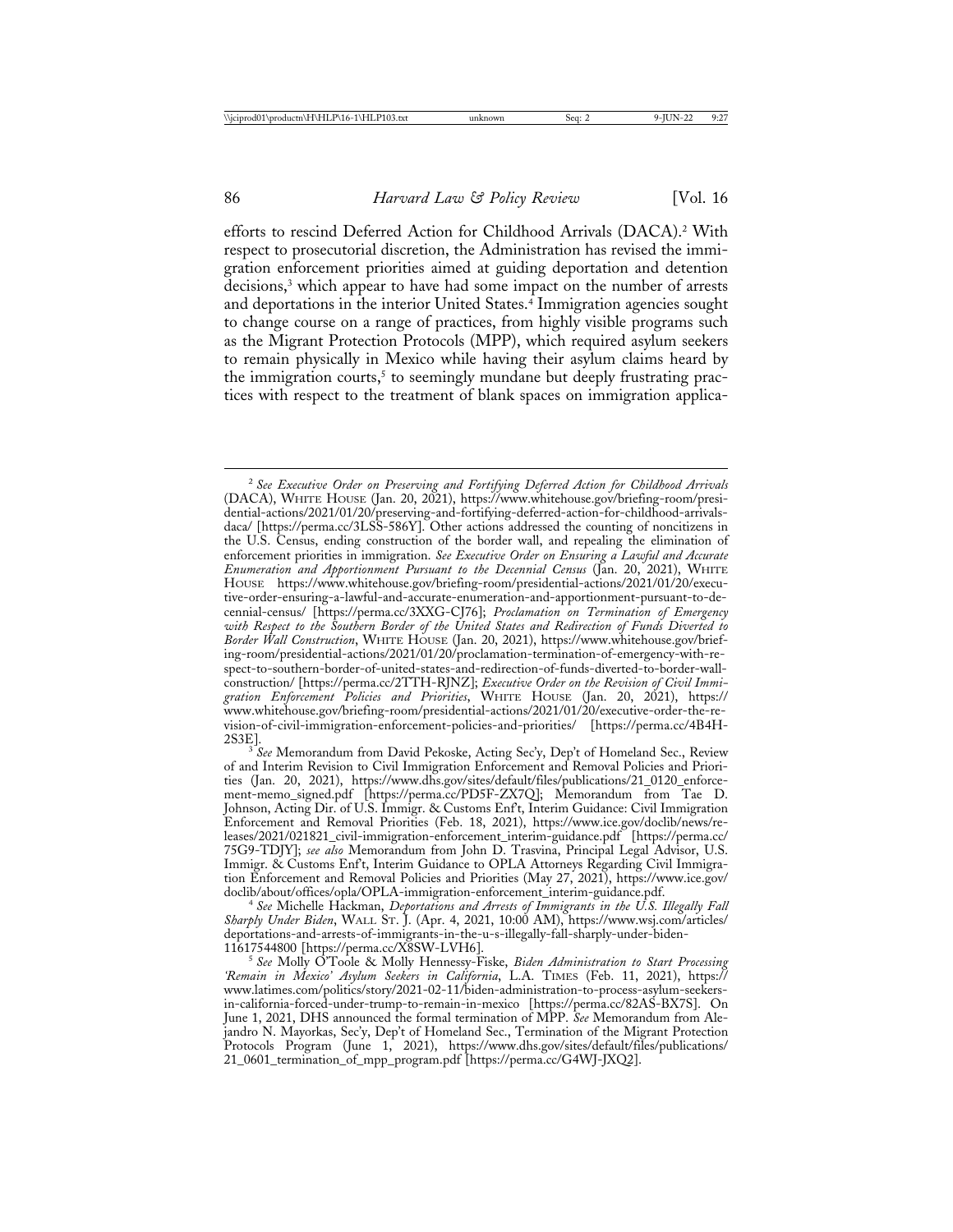efforts to rescind Deferred Action for Childhood Arrivals (DACA).[2] With respect to prosecutorial discretion, the Administration has revised the immigration enforcement priorities aimed at guiding deportation and detention decisions,[3] which appear to have had some impact on the number of arrests and deportations in the interior United States.[4] Immigration agencies sought to change course on a range of practices, from highly visible programs such as the Migrant Protection Protocols (MPP), which required asylum seekers to remain physically in Mexico while having their asylum claims heard by the immigration courts,[5] to seemingly mundane but deeply frustrating practices with respect to the treatment of blank spaces on immigration applica-

---

[2] *See Executive Order on Preserving and Fortifying Deferred Action for Childhood Arrivals* (DACA), WHITE HOUSE (Jan. 20, 2021), https://www.whitehouse.gov/briefing-room/presidential-actions/2021/01/20/preserving-and-fortifying-deferred-action-for-childhood-arrivals-daca/ [https://perma.cc/3LSS-586Y]. Other actions addressed the counting of noncitizens in the U.S. Census, ending construction of the border wall, and repealing the elimination of enforcement priorities in immigration. *See Executive Order on Ensuring a Lawful and Accurate Enumeration and Apportionment Pursuant to the Decennial Census* (Jan. 20, 2021), WHITE HOUSE https://www.whitehouse.gov/briefing-room/presidential-actions/2021/01/20/executive-order-ensuring-a-lawful-and-accurate-enumeration-and-apportionment-pursuant-to-decennial-census/ [https://perma.cc/3XXG-CJ76]; *Proclamation on Termination of Emergency with Respect to the Southern Border of the United States and Redirection of Funds Diverted to Border Wall Construction*, WHITE HOUSE (Jan. 20, 2021), https://www.whitehouse.gov/briefing-room/presidential-actions/2021/01/20/proclamation-termination-of-emergency-with-respect-to-southern-border-of-united-states-and-redirection-of-funds-diverted-to-border-wall-construction/ [https://perma.cc/2TTH-RJNZ]; *Executive Order on the Revision of Civil Immigration Enforcement Policies and Priorities*, WHITE HOUSE (Jan. 20, 2021), https://www.whitehouse.gov/briefing-room/presidential-actions/2021/01/20/executive-order-the-revision-of-civil-immigration-enforcement-policies-and-priorities/ [https://perma.cc/4B4H-2S3E].

[3] *See* Memorandum from David Pekoske, Acting Sec'y, Dep't of Homeland Sec., Review of and Interim Revision to Civil Immigration Enforcement and Removal Policies and Priorities (Jan. 20, 2021), https://www.dhs.gov/sites/default/files/publications/21_0120_enforcement-memo_signed.pdf [https://perma.cc/PD5F-ZX7Q]; Memorandum from Tae D. Johnson, Acting Dir. of U.S. Immigr. & Customs Enf't, Interim Guidance: Civil Immigration Enforcement and Removal Priorities (Feb. 18, 2021), https://www.ice.gov/doclib/news/releases/2021/021821_civil-immigration-enforcement_interim-guidance.pdf [https://perma.cc/75G9-TDJY]; *see also* Memorandum from John D. Trasvina, Principal Legal Advisor, U.S. Immigr. & Customs Enf't, Interim Guidance to OPLA Attorneys Regarding Civil Immigration Enforcement and Removal Policies and Priorities (May 27, 2021), https://www.ice.gov/doclib/about/offices/opla/OPLA-immigration-enforcement_interim-guidance.pdf.

[4] *See* Michelle Hackman, *Deportations and Arrests of Immigrants in the U.S. Illegally Fall Sharply Under Biden*, WALL ST. J. (Apr. 4, 2021, 10:00 AM), https://www.wsj.com/articles/deportations-and-arrests-of-immigrants-in-the-u-s-illegally-fall-sharply-under-biden-11617544800 [https://perma.cc/X8SW-LVH6].

[5] *See* Molly O'Toole & Molly Hennessy-Fiske, *Biden Administration to Start Processing 'Remain in Mexico' Asylum Seekers in California*, L.A. TIMES (Feb. 11, 2021), https://www.latimes.com/politics/story/2021-02-11/biden-administration-to-process-asylum-seekers-in-california-forced-under-trump-to-remain-in-mexico [https://perma.cc/82AS-BX7S]. On June 1, 2021, DHS announced the formal termination of MPP. *See* Memorandum from Alejandro N. Mayorkas, Sec'y, Dep't of Homeland Sec., Termination of the Migrant Protection Protocols Program (June 1, 2021), https://www.dhs.gov/sites/default/files/publications/21_0601_termination_of_mpp_program.pdf [https://perma.cc/G4WJ-JXQ2].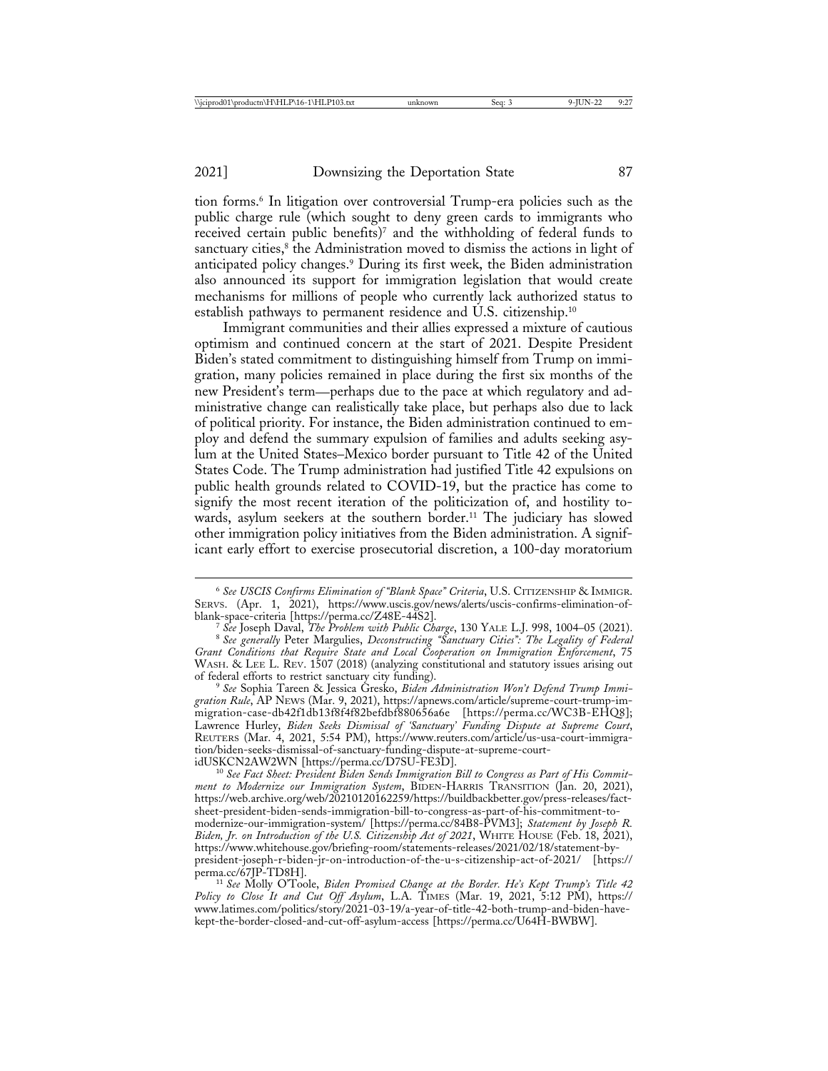tion forms.[6] In litigation over controversial Trump-era policies such as the public charge rule (which sought to deny green cards to immigrants who received certain public benefits)[7] and the withholding of federal funds to sanctuary cities,[8] the Administration moved to dismiss the actions in light of anticipated policy changes.[9] During its first week, the Biden administration also announced its support for immigration legislation that would create mechanisms for millions of people who currently lack authorized status to establish pathways to permanent residence and U.S. citizenship.[10]

Immigrant communities and their allies expressed a mixture of cautious optimism and continued concern at the start of 2021. Despite President Biden's stated commitment to distinguishing himself from Trump on immigration, many policies remained in place during the first six months of the new President's term—perhaps due to the pace at which regulatory and administrative change can realistically take place, but perhaps also due to lack of political priority. For instance, the Biden administration continued to employ and defend the summary expulsion of families and adults seeking asylum at the United States–Mexico border pursuant to Title 42 of the United States Code. The Trump administration had justified Title 42 expulsions on public health grounds related to COVID-19, but the practice has come to signify the most recent iteration of the politicization of, and hostility towards, asylum seekers at the southern border.[11] The judiciary has slowed other immigration policy initiatives from the Biden administration. A significant early effort to exercise prosecutorial discretion, a 100-day moratorium

---

[6] *See USCIS Confirms Elimination of "Blank Space" Criteria*, U.S. Citizenship & Immigr. Servs. (Apr. 1, 2021), https://www.uscis.gov/news/alerts/uscis-confirms-elimination-of-blank-space-criteria [https://perma.cc/Z48E-44S2].

[7] *See* Joseph Daval, *The Problem with Public Charge*, 130 Yale L.J. 998, 1004–05 (2021).

[8] *See generally* Peter Margulies, *Deconstructing "Sanctuary Cities": The Legality of Federal Grant Conditions that Require State and Local Cooperation on Immigration Enforcement*, 75 Wash. & Lee L. Rev. 1507 (2018) (analyzing constitutional and statutory issues arising out of federal efforts to restrict sanctuary city funding).

[9] *See* Sophia Tareen & Jessica Gresko, *Biden Administration Won't Defend Trump Immigration Rule*, AP News (Mar. 9, 2021), https://apnews.com/article/supreme-court-trump-immigration-case-db42f1db13f8f4f82befdbf880656a6e [https://perma.cc/WC3B-EHQ8]; Lawrence Hurley, *Biden Seeks Dismissal of 'Sanctuary' Funding Dispute at Supreme Court*, Reuters (Mar. 4, 2021, 5:54 PM), https://www.reuters.com/article/us-usa-court-immigration/biden-seeks-dismissal-of-sanctuary-funding-dispute-at-supreme-court-idUSKCN2AW2WN [https://perma.cc/D7SU-FE3D].

[10] *See Fact Sheet: President Biden Sends Immigration Bill to Congress as Part of His Commitment to Modernize our Immigration System*, Biden-Harris Transition (Jan. 20, 2021), https://web.archive.org/web/20210120162259/https://buildbackbetter.gov/press-releases/fact-sheet-president-biden-sends-immigration-bill-to-congress-as-part-of-his-commitment-to-modernize-our-immigration-system/ [https://perma.cc/84B8-PVM3]; *Statement by Joseph R. Biden, Jr. on Introduction of the U.S. Citizenship Act of 2021*, White House (Feb. 18, 2021), https://www.whitehouse.gov/briefing-room/statements-releases/2021/02/18/statement-by-president-joseph-r-biden-jr-on-introduction-of-the-u-s-citizenship-act-of-2021/ [https://perma.cc/67JP-TD8H].

[11] *See* Molly O'Toole, *Biden Promised Change at the Border. He's Kept Trump's Title 42 Policy to Close It and Cut Off Asylum*, L.A. Times (Mar. 19, 2021, 5:12 PM), https://www.latimes.com/politics/story/2021-03-19/a-year-of-title-42-both-trump-and-biden-have-kept-the-border-closed-and-cut-off-asylum-access [https://perma.cc/U64H-BWBW].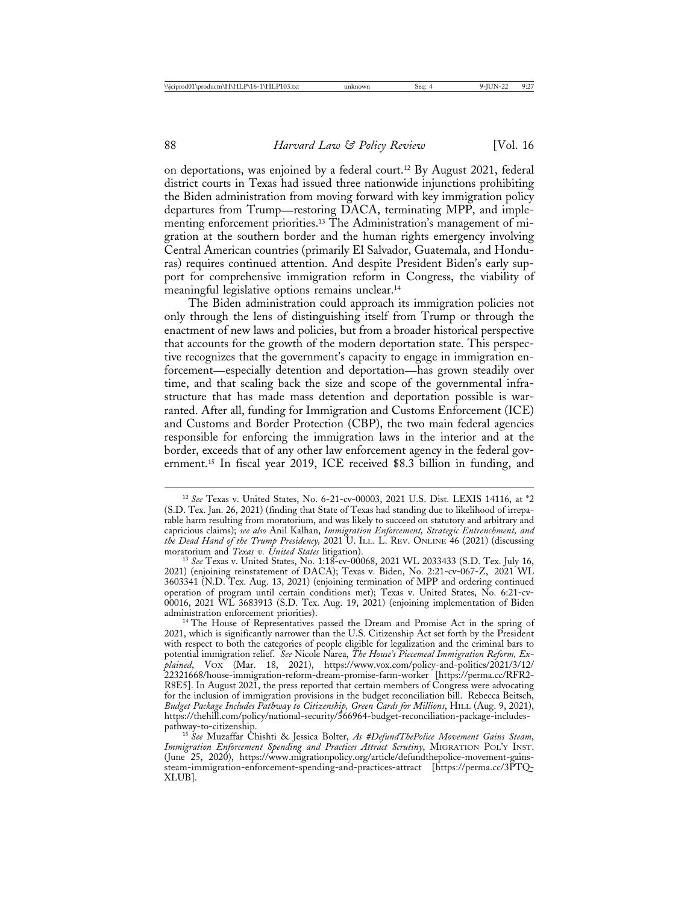on deportations, was enjoined by a federal court.[12] By August 2021, federal district courts in Texas had issued three nationwide injunctions prohibiting the Biden administration from moving forward with key immigration policy departures from Trump—restoring DACA, terminating MPP, and implementing enforcement priorities.[13] The Administration's management of migration at the southern border and the human rights emergency involving Central American countries (primarily El Salvador, Guatemala, and Honduras) requires continued attention. And despite President Biden's early support for comprehensive immigration reform in Congress, the viability of meaningful legislative options remains unclear.[14]

The Biden administration could approach its immigration policies not only through the lens of distinguishing itself from Trump or through the enactment of new laws and policies, but from a broader historical perspective that accounts for the growth of the modern deportation state. This perspective recognizes that the government's capacity to engage in immigration enforcement—especially detention and deportation—has grown steadily over time, and that scaling back the size and scope of the governmental infrastructure that has made mass detention and deportation possible is warranted. After all, funding for Immigration and Customs Enforcement (ICE) and Customs and Border Protection (CBP), the two main federal agencies responsible for enforcing the immigration laws in the interior and at the border, exceeds that of any other law enforcement agency in the federal government.[15] In fiscal year 2019, ICE received $8.3 billion in funding, and

---

[12] *See* Texas v. United States, No. 6-21-cv-00003, 2021 U.S. Dist. LEXIS 14116, at *2 (S.D. Tex. Jan. 26, 2021) (finding that State of Texas had standing due to likelihood of irreparable harm resulting from moratorium, and was likely to succeed on statutory and arbitrary and capricious claims); *see also* Anil Kalhan, *Immigration Enforcement, Strategic Entrenchment, and the Dead Hand of the Trump Presidency,* 2021 U. ILL. L. REV. ONLINE 46 (2021) (discussing moratorium and *Texas v. United States* litigation).

[13] *See* Texas v. United States, No. 1:18-cv-00068, 2021 WL 2033433 (S.D. Tex. July 16, 2021) (enjoining reinstatement of DACA); Texas v. Biden, No. 2:21-cv-067-Z, 2021 WL 3603341 (N.D. Tex. Aug. 13, 2021) (enjoining termination of MPP and ordering continued operation of program until certain conditions met); Texas v. United States, No. 6:21-cv-00016, 2021 WL 3683913 (S.D. Tex. Aug. 19, 2021) (enjoining implementation of Biden administration enforcement priorities).

[14] The House of Representatives passed the Dream and Promise Act in the spring of 2021, which is significantly narrower than the U.S. Citizenship Act set forth by the President with respect to both the categories of people eligible for legalization and the criminal bars to potential immigration relief. *See* Nicole Narea, *The House's Piecemeal Immigration Reform, Explained*, VOX (Mar. 18, 2021), https://www.vox.com/policy-and-politics/2021/3/12/22321668/house-immigration-reform-dream-promise-farm-worker [https://perma.cc/RFR2-R8E5]. In August 2021, the press reported that certain members of Congress were advocating for the inclusion of immigration provisions in the budget reconciliation bill. Rebecca Beitsch, *Budget Package Includes Pathway to Citizenship, Green Cards for Millions*, HILL (Aug. 9, 2021), https://thehill.com/policy/national-security/566964-budget-reconciliation-package-includes-pathway-to-citizenship.

[15] *See* Muzaffar Chishti & Jessica Bolter, *As #DefundThePolice Movement Gains Steam, Immigration Enforcement Spending and Practices Attract Scrutiny*, MIGRATION POL'Y INST. (June 25, 2020), https://www.migrationpolicy.org/article/defundthepolice-movement-gains-steam-immigration-enforcement-spending-and-practices-attract [https://perma.cc/3PTQ-XLUB].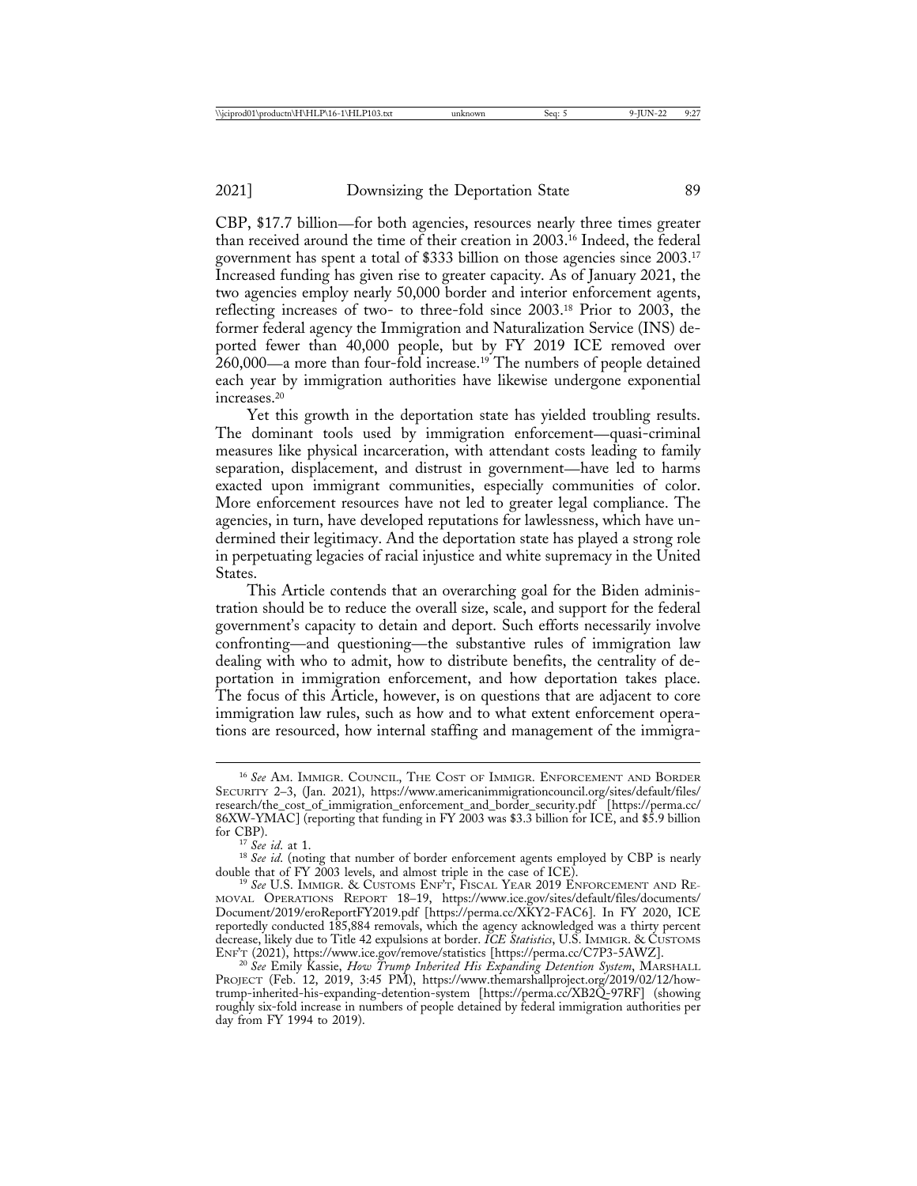CBP, $17.7 billion—for both agencies, resources nearly three times greater than received around the time of their creation in 2003.[16] Indeed, the federal government has spent a total of $333 billion on those agencies since 2003.[17] Increased funding has given rise to greater capacity. As of January 2021, the two agencies employ nearly 50,000 border and interior enforcement agents, reflecting increases of two- to three-fold since 2003.[18] Prior to 2003, the former federal agency the Immigration and Naturalization Service (INS) deported fewer than 40,000 people, but by FY 2019 ICE removed over 260,000—a more than four-fold increase.[19] The numbers of people detained each year by immigration authorities have likewise undergone exponential increases.[20]

Yet this growth in the deportation state has yielded troubling results. The dominant tools used by immigration enforcement—quasi-criminal measures like physical incarceration, with attendant costs leading to family separation, displacement, and distrust in government—have led to harms exacted upon immigrant communities, especially communities of color. More enforcement resources have not led to greater legal compliance. The agencies, in turn, have developed reputations for lawlessness, which have undermined their legitimacy. And the deportation state has played a strong role in perpetuating legacies of racial injustice and white supremacy in the United States.

This Article contends that an overarching goal for the Biden administration should be to reduce the overall size, scale, and support for the federal government's capacity to detain and deport. Such efforts necessarily involve confronting—and questioning—the substantive rules of immigration law dealing with who to admit, how to distribute benefits, the centrality of deportation in immigration enforcement, and how deportation takes place. The focus of this Article, however, is on questions that are adjacent to core immigration law rules, such as how and to what extent enforcement operations are resourced, how internal staffing and management of the immigra-

---

[16] *See* Am. Immigr. Council, The Cost of Immigr. Enforcement and Border Security 2–3, (Jan. 2021), https://www.americanimmigrationcouncil.org/sites/default/files/research/the_cost_of_immigration_enforcement_and_border_security.pdf [https://perma.cc/86XW-YMAC] (reporting that funding in FY 2003 was $3.3 billion for ICE, and $5.9 billion for CBP).

[17] *See id.* at 1.

[18] *See id.* (noting that number of border enforcement agents employed by CBP is nearly double that of FY 2003 levels, and almost triple in the case of ICE).

[19] *See* U.S. Immigr. & Customs Enf't, Fiscal Year 2019 Enforcement and Removal Operations Report 18–19, https://www.ice.gov/sites/default/files/documents/Document/2019/eroReportFY2019.pdf [https://perma.cc/XKY2-FAC6]. In FY 2020, ICE reportedly conducted 185,884 removals, which the agency acknowledged was a thirty percent decrease, likely due to Title 42 expulsions at border. *ICE Statistics*, U.S. Immigr. & Customs Enf't (2021), https://www.ice.gov/remove/statistics [https://perma.cc/C7P3-5AWZ].

[20] *See* Emily Kassie, *How Trump Inherited His Expanding Detention System*, Marshall Project (Feb. 12, 2019, 3:45 PM), https://www.themarshallproject.org/2019/02/12/how-trump-inherited-his-expanding-detention-system [https://perma.cc/XB2Q-97RF] (showing roughly six-fold increase in numbers of people detained by federal immigration authorities per day from FY 1994 to 2019).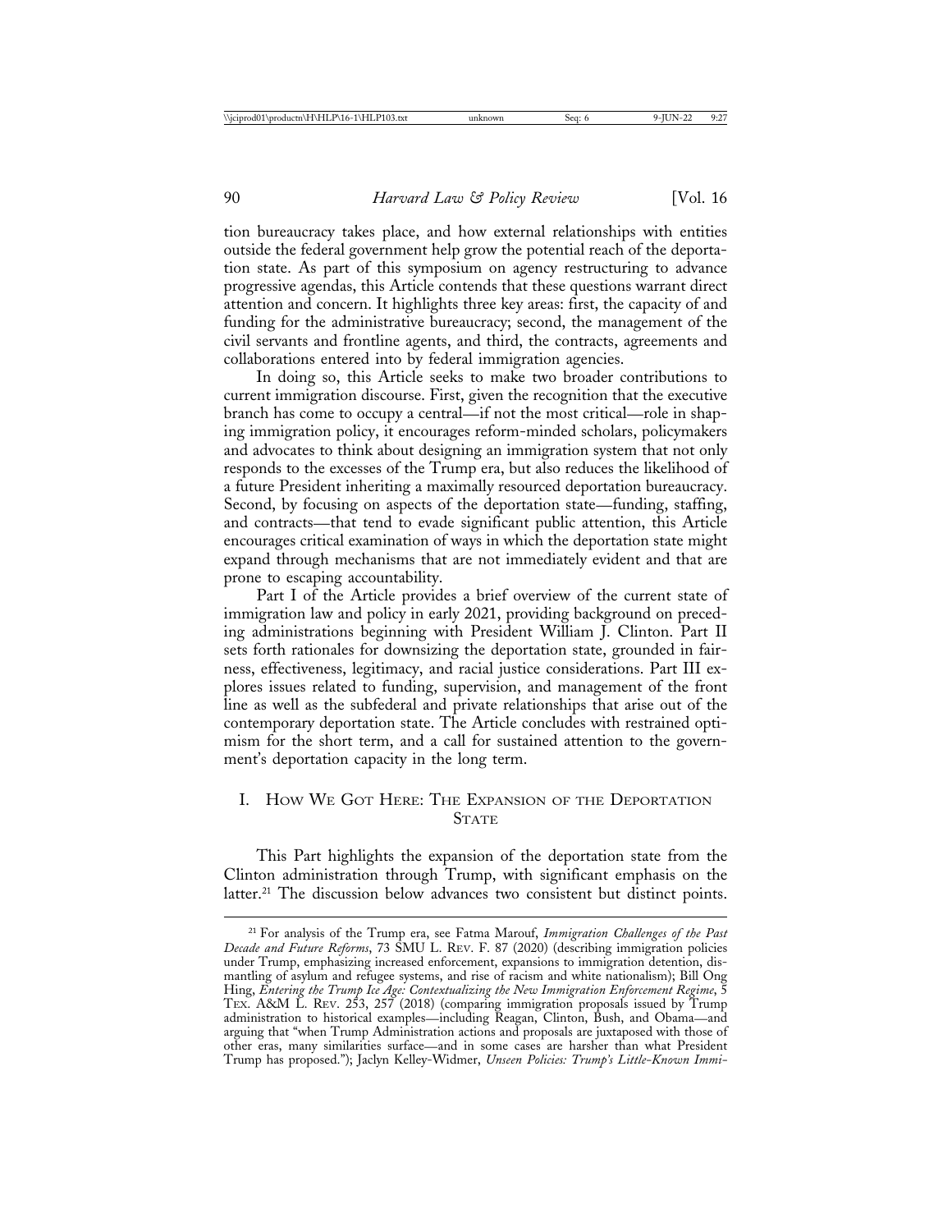tion bureaucracy takes place, and how external relationships with entities outside the federal government help grow the potential reach of the deportation state. As part of this symposium on agency restructuring to advance progressive agendas, this Article contends that these questions warrant direct attention and concern. It highlights three key areas: first, the capacity of and funding for the administrative bureaucracy; second, the management of the civil servants and frontline agents, and third, the contracts, agreements and collaborations entered into by federal immigration agencies.

In doing so, this Article seeks to make two broader contributions to current immigration discourse. First, given the recognition that the executive branch has come to occupy a central—if not the most critical—role in shaping immigration policy, it encourages reform-minded scholars, policymakers and advocates to think about designing an immigration system that not only responds to the excesses of the Trump era, but also reduces the likelihood of a future President inheriting a maximally resourced deportation bureaucracy. Second, by focusing on aspects of the deportation state—funding, staffing, and contracts—that tend to evade significant public attention, this Article encourages critical examination of ways in which the deportation state might expand through mechanisms that are not immediately evident and that are prone to escaping accountability.

Part I of the Article provides a brief overview of the current state of immigration law and policy in early 2021, providing background on preceding administrations beginning with President William J. Clinton. Part II sets forth rationales for downsizing the deportation state, grounded in fairness, effectiveness, legitimacy, and racial justice considerations. Part III explores issues related to funding, supervision, and management of the front line as well as the subfederal and private relationships that arise out of the contemporary deportation state. The Article concludes with restrained optimism for the short term, and a call for sustained attention to the government's deportation capacity in the long term.

## I. How We Got Here: The Expansion of the Deportation State

This Part highlights the expansion of the deportation state from the Clinton administration through Trump, with significant emphasis on the latter.[21] The discussion below advances two consistent but distinct points.

---

[21] For analysis of the Trump era, see Fatma Marouf, *Immigration Challenges of the Past Decade and Future Reforms*, 73 SMU L. Rev. F. 87 (2020) (describing immigration policies under Trump, emphasizing increased enforcement, expansions to immigration detention, dismantling of asylum and refugee systems, and rise of racism and white nationalism); Bill Ong Hing, *Entering the Trump Ice Age: Contextualizing the New Immigration Enforcement Regime*, 5 Tex. A&M L. Rev. 253, 257 (2018) (comparing immigration proposals issued by Trump administration to historical examples—including Reagan, Clinton, Bush, and Obama—and arguing that "when Trump Administration actions and proposals are juxtaposed with those of other eras, many similarities surface—and in some cases are harsher than what President Trump has proposed."); Jaclyn Kelley-Widmer, *Unseen Policies: Trump's Little-Known Immi-*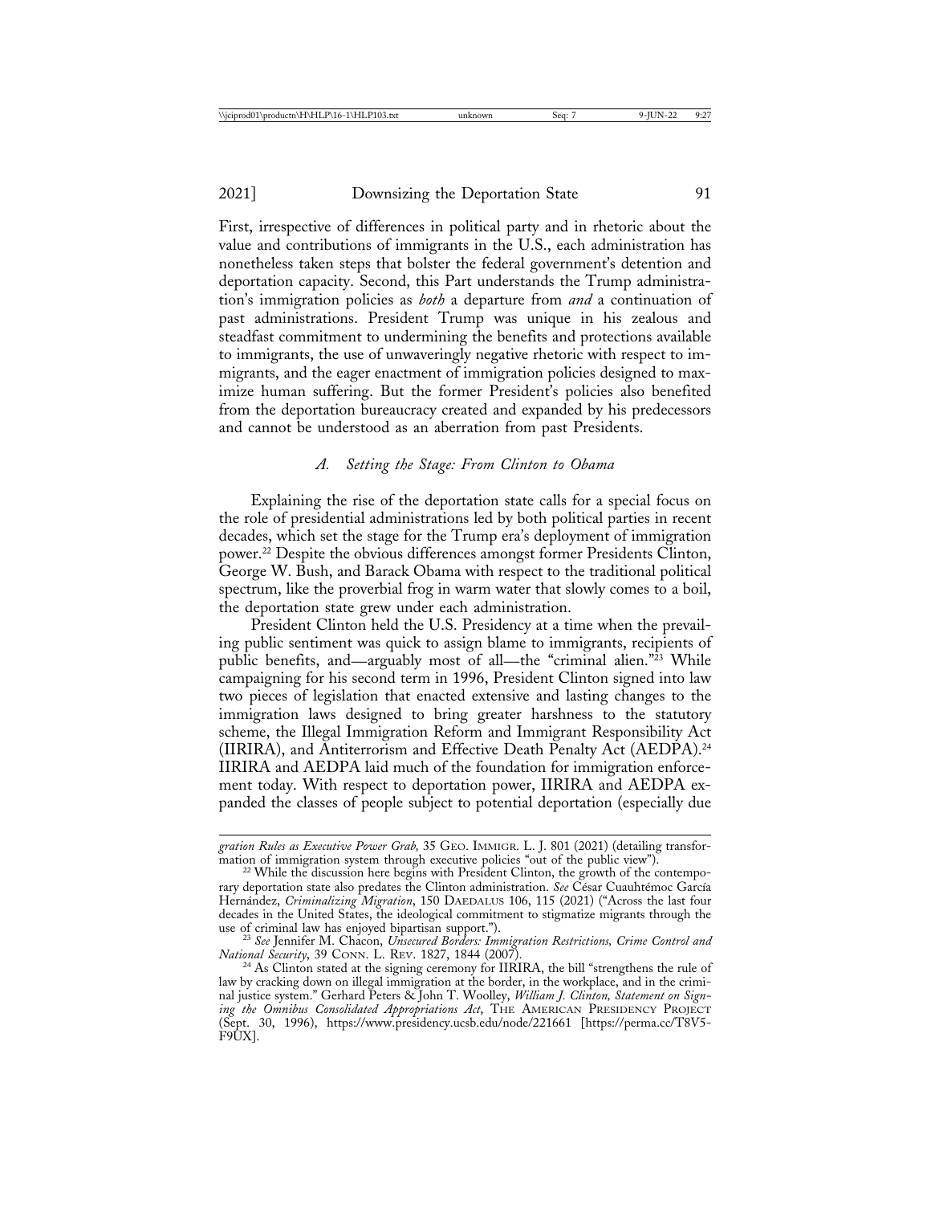First, irrespective of differences in political party and in rhetoric about the value and contributions of immigrants in the U.S., each administration has nonetheless taken steps that bolster the federal government's detention and deportation capacity. Second, this Part understands the Trump administration's immigration policies as *both* a departure from *and* a continuation of past administrations. President Trump was unique in his zealous and steadfast commitment to undermining the benefits and protections available to immigrants, the use of unwaveringly negative rhetoric with respect to immigrants, and the eager enactment of immigration policies designed to maximize human suffering. But the former President's policies also benefited from the deportation bureaucracy created and expanded by his predecessors and cannot be understood as an aberration from past Presidents.

### *A. Setting the Stage: From Clinton to Obama*

Explaining the rise of the deportation state calls for a special focus on the role of presidential administrations led by both political parties in recent decades, which set the stage for the Trump era's deployment of immigration power.[22] Despite the obvious differences amongst former Presidents Clinton, George W. Bush, and Barack Obama with respect to the traditional political spectrum, like the proverbial frog in warm water that slowly comes to a boil, the deportation state grew under each administration.

President Clinton held the U.S. Presidency at a time when the prevailing public sentiment was quick to assign blame to immigrants, recipients of public benefits, and—arguably most of all—the "criminal alien."[23] While campaigning for his second term in 1996, President Clinton signed into law two pieces of legislation that enacted extensive and lasting changes to the immigration laws designed to bring greater harshness to the statutory scheme, the Illegal Immigration Reform and Immigrant Responsibility Act (IIRIRA), and Antiterrorism and Effective Death Penalty Act (AEDPA).[24] IIRIRA and AEDPA laid much of the foundation for immigration enforcement today. With respect to deportation power, IIRIRA and AEDPA expanded the classes of people subject to potential deportation (especially due

---

*gration Rules as Executive Power Grab,* 35 GEO. IMMIGR. L. J. 801 (2021) (detailing transformation of immigration system through executive policies "out of the public view").

[22] While the discussion here begins with President Clinton, the growth of the contemporary deportation state also predates the Clinton administration. *See* César Cuauhtémoc García Hernández, *Criminalizing Migration*, 150 DAEDALUS 106, 115 (2021) ("Across the last four decades in the United States, the ideological commitment to stigmatize migrants through the use of criminal law has enjoyed bipartisan support.").

[23] *See* Jennifer M. Chacon, *Unsecured Borders: Immigration Restrictions, Crime Control and National Security*, 39 CONN. L. REV. 1827, 1844 (2007).

[24] As Clinton stated at the signing ceremony for IIRIRA, the bill "strengthens the rule of law by cracking down on illegal immigration at the border, in the workplace, and in the criminal justice system." Gerhard Peters & John T. Woolley, *William J. Clinton, Statement on Signing the Omnibus Consolidated Appropriations Act*, THE AMERICAN PRESIDENCY PROJECT (Sept. 30, 1996), https://www.presidency.ucsb.edu/node/221661 [https://perma.cc/T8V5-F9UX].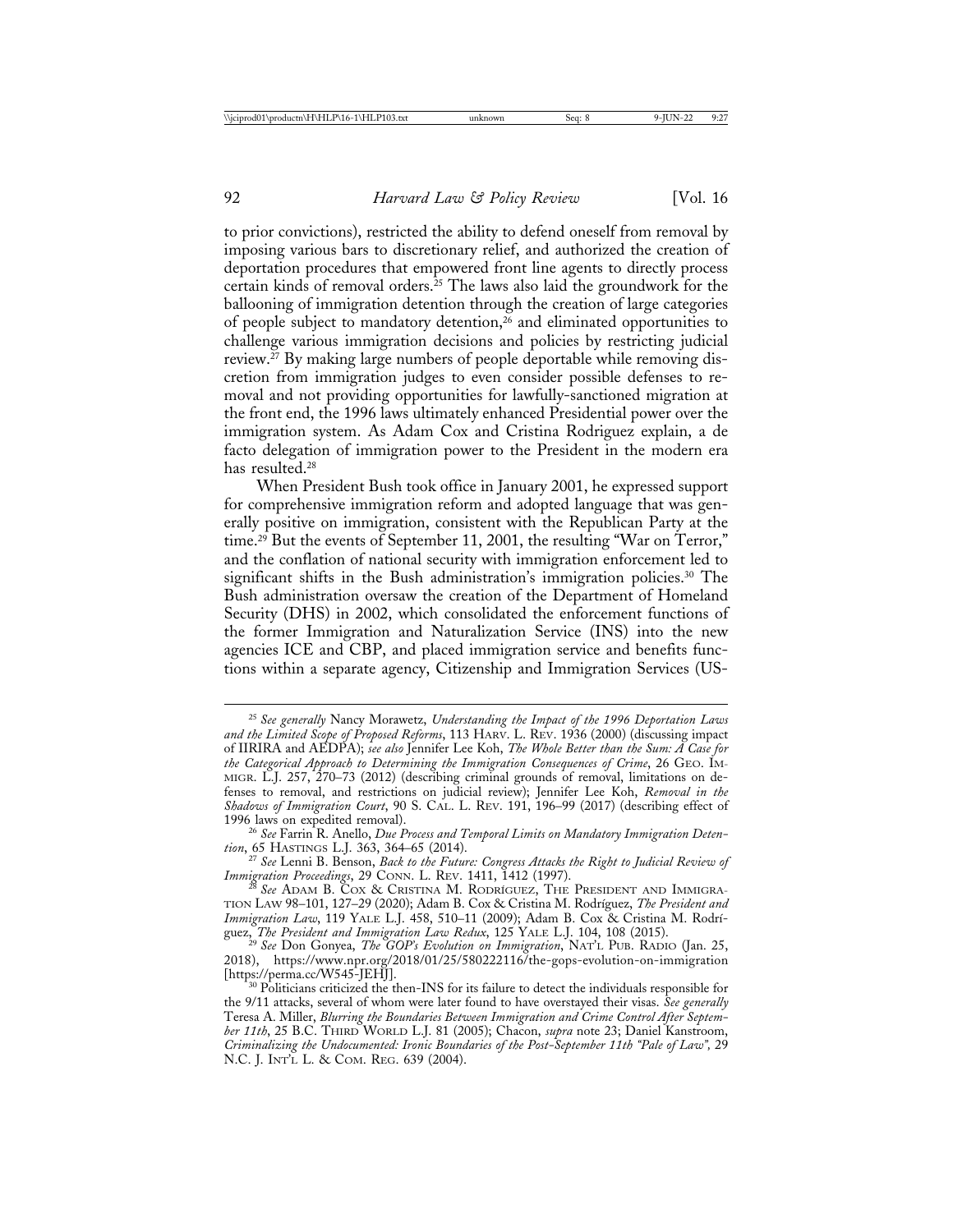to prior convictions), restricted the ability to defend oneself from removal by imposing various bars to discretionary relief, and authorized the creation of deportation procedures that empowered front line agents to directly process certain kinds of removal orders.[25] The laws also laid the groundwork for the ballooning of immigration detention through the creation of large categories of people subject to mandatory detention,[26] and eliminated opportunities to challenge various immigration decisions and policies by restricting judicial review.[27] By making large numbers of people deportable while removing discretion from immigration judges to even consider possible defenses to removal and not providing opportunities for lawfully-sanctioned migration at the front end, the 1996 laws ultimately enhanced Presidential power over the immigration system. As Adam Cox and Cristina Rodriguez explain, a de facto delegation of immigration power to the President in the modern era has resulted.[28]

When President Bush took office in January 2001, he expressed support for comprehensive immigration reform and adopted language that was generally positive on immigration, consistent with the Republican Party at the time.[29] But the events of September 11, 2001, the resulting "War on Terror," and the conflation of national security with immigration enforcement led to significant shifts in the Bush administration's immigration policies.[30] The Bush administration oversaw the creation of the Department of Homeland Security (DHS) in 2002, which consolidated the enforcement functions of the former Immigration and Naturalization Service (INS) into the new agencies ICE and CBP, and placed immigration service and benefits functions within a separate agency, Citizenship and Immigration Services (US-

---

[25] *See generally* Nancy Morawetz, *Understanding the Impact of the 1996 Deportation Laws and the Limited Scope of Proposed Reforms*, 113 HARV. L. REV. 1936 (2000) (discussing impact of IIRIRA and AEDPA); *see also* Jennifer Lee Koh, *The Whole Better than the Sum: A Case for the Categorical Approach to Determining the Immigration Consequences of Crime*, 26 GEO. IMMIGR. L.J. 257, 270–73 (2012) (describing criminal grounds of removal, limitations on defenses to removal, and restrictions on judicial review); Jennifer Lee Koh, *Removal in the Shadows of Immigration Court*, 90 S. CAL. L. REV. 191, 196–99 (2017) (describing effect of 1996 laws on expedited removal).

[26] *See* Farrin R. Anello, *Due Process and Temporal Limits on Mandatory Immigration Detention*, 65 HASTINGS L.J. 363, 364–65 (2014).

[27] *See* Lenni B. Benson, *Back to the Future: Congress Attacks the Right to Judicial Review of Immigration Proceedings*, 29 CONN. L. REV. 1411, 1412 (1997).

[28] *See* ADAM B. COX & CRISTINA M. RODRÍGUEZ, THE PRESIDENT AND IMMIGRATION LAW 98–101, 127–29 (2020); Adam B. Cox & Cristina M. Rodríguez, *The President and Immigration Law*, 119 YALE L.J. 458, 510–11 (2009); Adam B. Cox & Cristina M. Rodríguez, *The President and Immigration Law Redux*, 125 YALE L.J. 104, 108 (2015).

[29] *See* Don Gonyea, *The GOP's Evolution on Immigration*, NAT'L PUB. RADIO (Jan. 25, 2018), https://www.npr.org/2018/01/25/580222116/the-gops-evolution-on-immigration [https://perma.cc/W545-JEHJ].

[30] Politicians criticized the then-INS for its failure to detect the individuals responsible for the 9/11 attacks, several of whom were later found to have overstayed their visas. *See generally* Teresa A. Miller, *Blurring the Boundaries Between Immigration and Crime Control After September 11th*, 25 B.C. THIRD WORLD L.J. 81 (2005); Chacon, *supra* note 23; Daniel Kanstroom, *Criminalizing the Undocumented: Ironic Boundaries of the Post-September 11th "Pale of Law"*, 29 N.C. J. INT'L L. & COM. REG. 639 (2004).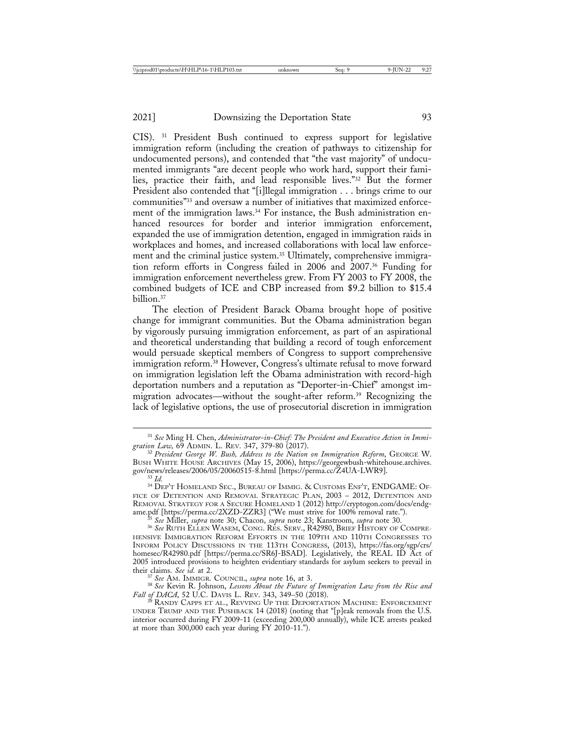CIS).[31] President Bush continued to express support for legislative immigration reform (including the creation of pathways to citizenship for undocumented persons), and contended that "the vast majority" of undocumented immigrants "are decent people who work hard, support their families, practice their faith, and lead responsible lives."[32] But the former President also contended that "[i]llegal immigration . . . brings crime to our communities"[33] and oversaw a number of initiatives that maximized enforcement of the immigration laws.[34] For instance, the Bush administration enhanced resources for border and interior immigration enforcement, expanded the use of immigration detention, engaged in immigration raids in workplaces and homes, and increased collaborations with local law enforcement and the criminal justice system.[35] Ultimately, comprehensive immigration reform efforts in Congress failed in 2006 and 2007.[36] Funding for immigration enforcement nevertheless grew. From FY 2003 to FY 2008, the combined budgets of ICE and CBP increased from $9.2 billion to $15.4 billion.[37]

The election of President Barack Obama brought hope of positive change for immigrant communities. But the Obama administration began by vigorously pursuing immigration enforcement, as part of an aspirational and theoretical understanding that building a record of tough enforcement would persuade skeptical members of Congress to support comprehensive immigration reform.[38] However, Congress's ultimate refusal to move forward on immigration legislation left the Obama administration with record-high deportation numbers and a reputation as "Deporter-in-Chief" amongst immigration advocates—without the sought-after reform.[39] Recognizing the lack of legislative options, the use of prosecutorial discretion in immigration

---

[31] *See* Ming H. Chen, *Administrator-in-Chief: The President and Executive Action in Immigration Law,* 69 Admin. L. Rev. 347, 379-80 (2017).

[32] *President George W. Bush, Address to the Nation on Immigration Reform*, George W. Bush White House Archives (May 15, 2006), https://georgewbush-whitehouse.archives.gov/news/releases/2006/05/20060515-8.html [https://perma.cc/Z4UA-LWR9].

[33] *Id.*

[34] Dep't Homeland Sec., Bureau of Immig. & Customs Enf't, ENDGAME: Office of Detention and Removal Strategic Plan, 2003 – 2012, Detention and Removal Strategy for a Secure Homeland 1 (2012) http://cryptogon.com/docs/endgame.pdf [https://perma.cc/2XZD-ZZR3] ("We must strive for 100% removal rate.").

[35] *See* Miller, *supra* note 30; Chacon, *supra* note 23; Kanstroom, *supra* note 30.

[36] *See* Ruth Ellen Wasem, Cong. Res. Serv., R42980, Brief History of Comprehensive Immigration Reform Efforts in the 109th and 110th Congresses to Inform Policy Discussions in the 113th Congress, (2013), https://fas.org/sgp/crs/homesec/R42980.pdf [https://perma.cc/SR6J-BSAD]. Legislatively, the REAL ID Act of 2005 introduced provisions to heighten evidentiary standards for asylum seekers to prevail in their claims. *See id.* at 2.

[37] *See* Am. Immigr. Council, *supra* note 16, at 3.

[38] *See* Kevin R. Johnson, *Lessons About the Future of Immigration Law from the Rise and Fall of DACA*, 52 U.C. Davis L. Rev. 343, 349–50 (2018).

[39] Randy Capps et al., Revving Up the Deportation Machine: Enforcement under Trump and the Pushback 14 (2018) (noting that "[p]eak removals from the U.S. interior occurred during FY 2009-11 (exceeding 200,000 annually), while ICE arrests peaked at more than 300,000 each year during FY 2010-11.").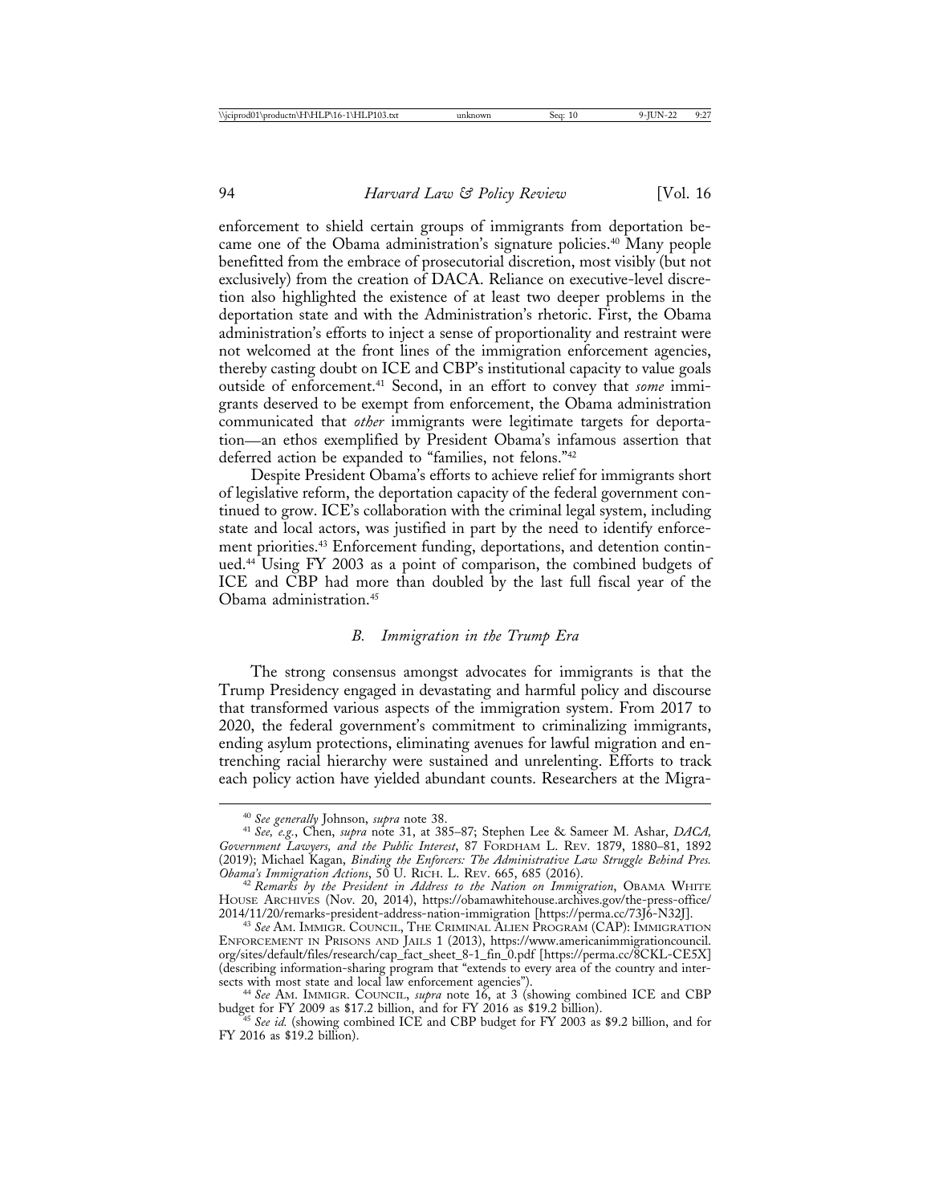enforcement to shield certain groups of immigrants from deportation became one of the Obama administration's signature policies.[40] Many people benefitted from the embrace of prosecutorial discretion, most visibly (but not exclusively) from the creation of DACA. Reliance on executive-level discretion also highlighted the existence of at least two deeper problems in the deportation state and with the Administration's rhetoric. First, the Obama administration's efforts to inject a sense of proportionality and restraint were not welcomed at the front lines of the immigration enforcement agencies, thereby casting doubt on ICE and CBP's institutional capacity to value goals outside of enforcement.[41] Second, in an effort to convey that *some* immigrants deserved to be exempt from enforcement, the Obama administration communicated that *other* immigrants were legitimate targets for deportation—an ethos exemplified by President Obama's infamous assertion that deferred action be expanded to "families, not felons."[42]

Despite President Obama's efforts to achieve relief for immigrants short of legislative reform, the deportation capacity of the federal government continued to grow. ICE's collaboration with the criminal legal system, including state and local actors, was justified in part by the need to identify enforcement priorities.[43] Enforcement funding, deportations, and detention continued.[44] Using FY 2003 as a point of comparison, the combined budgets of ICE and CBP had more than doubled by the last full fiscal year of the Obama administration.[45]

### *B. Immigration in the Trump Era*

The strong consensus amongst advocates for immigrants is that the Trump Presidency engaged in devastating and harmful policy and discourse that transformed various aspects of the immigration system. From 2017 to 2020, the federal government's commitment to criminalizing immigrants, ending asylum protections, eliminating avenues for lawful migration and entrenching racial hierarchy were sustained and unrelenting. Efforts to track each policy action have yielded abundant counts. Researchers at the Migra-

---

[40] *See generally* Johnson, *supra* note 38.

[41] *See, e.g.*, Chen, *supra* note 31, at 385–87; Stephen Lee & Sameer M. Ashar, *DACA, Government Lawyers, and the Public Interest*, 87 FORDHAM L. REV. 1879, 1880–81, 1892 (2019); Michael Kagan, *Binding the Enforcers: The Administrative Law Struggle Behind Pres. Obama's Immigration Actions*, 50 U. RICH. L. REV. 665, 685 (2016).

[42] *Remarks by the President in Address to the Nation on Immigration*, OBAMA WHITE HOUSE ARCHIVES (Nov. 20, 2014), https://obamawhitehouse.archives.gov/the-press-office/2014/11/20/remarks-president-address-nation-immigration [https://perma.cc/73J6-N32J].

[43] *See* AM. IMMIGR. COUNCIL, THE CRIMINAL ALIEN PROGRAM (CAP): IMMIGRATION ENFORCEMENT IN PRISONS AND JAILS 1 (2013), https://www.americanimmigrationcouncil.org/sites/default/files/research/cap_fact_sheet_8-1_fin_0.pdf [https://perma.cc/8CKL-CE5X] (describing information-sharing program that "extends to every area of the country and intersects with most state and local law enforcement agencies").

[44] *See* AM. IMMIGR. COUNCIL, *supra* note 16, at 3 (showing combined ICE and CBP budget for FY 2009 as $17.2 billion, and for FY 2016 as $19.2 billion).

[45] *See id.* (showing combined ICE and CBP budget for FY 2003 as $9.2 billion, and for FY 2016 as $19.2 billion).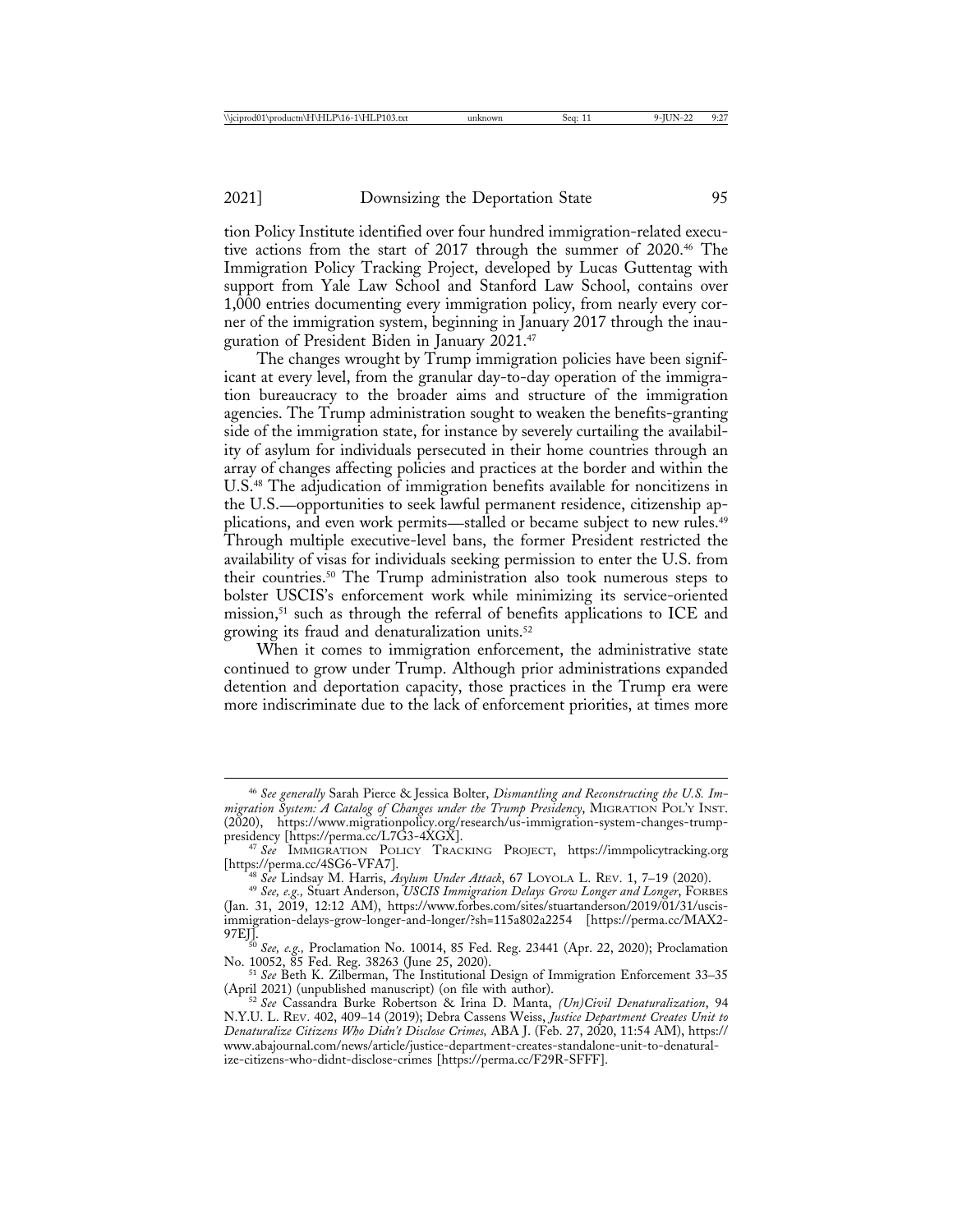tion Policy Institute identified over four hundred immigration-related executive actions from the start of 2017 through the summer of 2020.[46] The Immigration Policy Tracking Project, developed by Lucas Guttentag with support from Yale Law School and Stanford Law School, contains over 1,000 entries documenting every immigration policy, from nearly every corner of the immigration system, beginning in January 2017 through the inauguration of President Biden in January 2021.[47]

The changes wrought by Trump immigration policies have been significant at every level, from the granular day-to-day operation of the immigration bureaucracy to the broader aims and structure of the immigration agencies. The Trump administration sought to weaken the benefits-granting side of the immigration state, for instance by severely curtailing the availability of asylum for individuals persecuted in their home countries through an array of changes affecting policies and practices at the border and within the U.S.[48] The adjudication of immigration benefits available for noncitizens in the U.S.—opportunities to seek lawful permanent residence, citizenship applications, and even work permits—stalled or became subject to new rules.[49] Through multiple executive-level bans, the former President restricted the availability of visas for individuals seeking permission to enter the U.S. from their countries.[50] The Trump administration also took numerous steps to bolster USCIS's enforcement work while minimizing its service-oriented mission,[51] such as through the referral of benefits applications to ICE and growing its fraud and denaturalization units.[52]

When it comes to immigration enforcement, the administrative state continued to grow under Trump. Although prior administrations expanded detention and deportation capacity, those practices in the Trump era were more indiscriminate due to the lack of enforcement priorities, at times more

---

[46] *See generally* Sarah Pierce & Jessica Bolter, *Dismantling and Reconstructing the U.S. Immigration System: A Catalog of Changes under the Trump Presidency*, MIGRATION POL'Y INST. (2020), https://www.migrationpolicy.org/research/us-immigration-system-changes-trump-presidency [https://perma.cc/L7G3-4XGX].

[47] *See* IMMIGRATION POLICY TRACKING PROJECT, https://immpolicytracking.org [https://perma.cc/4SG6-VFA7].

[48] *See* Lindsay M. Harris, *Asylum Under Attack*, 67 LOYOLA L. REV. 1, 7–19 (2020).

[49] *See, e.g.,* Stuart Anderson, *USCIS Immigration Delays Grow Longer and Longer*, FORBES (Jan. 31, 2019, 12:12 AM), https://www.forbes.com/sites/stuartanderson/2019/01/31/uscis-immigration-delays-grow-longer-and-longer/?sh=115a802a2254 [https://perma.cc/MAX2-97EJ].

[50] *See, e.g.,* Proclamation No. 10014, 85 Fed. Reg. 23441 (Apr. 22, 2020); Proclamation No. 10052, 85 Fed. Reg. 38263 (June 25, 2020).

[51] *See* Beth K. Zilberman, The Institutional Design of Immigration Enforcement 33–35 (April 2021) (unpublished manuscript) (on file with author).

[52] *See* Cassandra Burke Robertson & Irina D. Manta, *(Un)Civil Denaturalization*, 94 N.Y.U. L. REV. 402, 409–14 (2019); Debra Cassens Weiss, *Justice Department Creates Unit to Denaturalize Citizens Who Didn't Disclose Crimes,* ABA J. (Feb. 27, 2020, 11:54 AM), https://www.abajournal.com/news/article/justice-department-creates-standalone-unit-to-denaturalize-citizens-who-didnt-disclose-crimes [https://perma.cc/F29R-SFFF].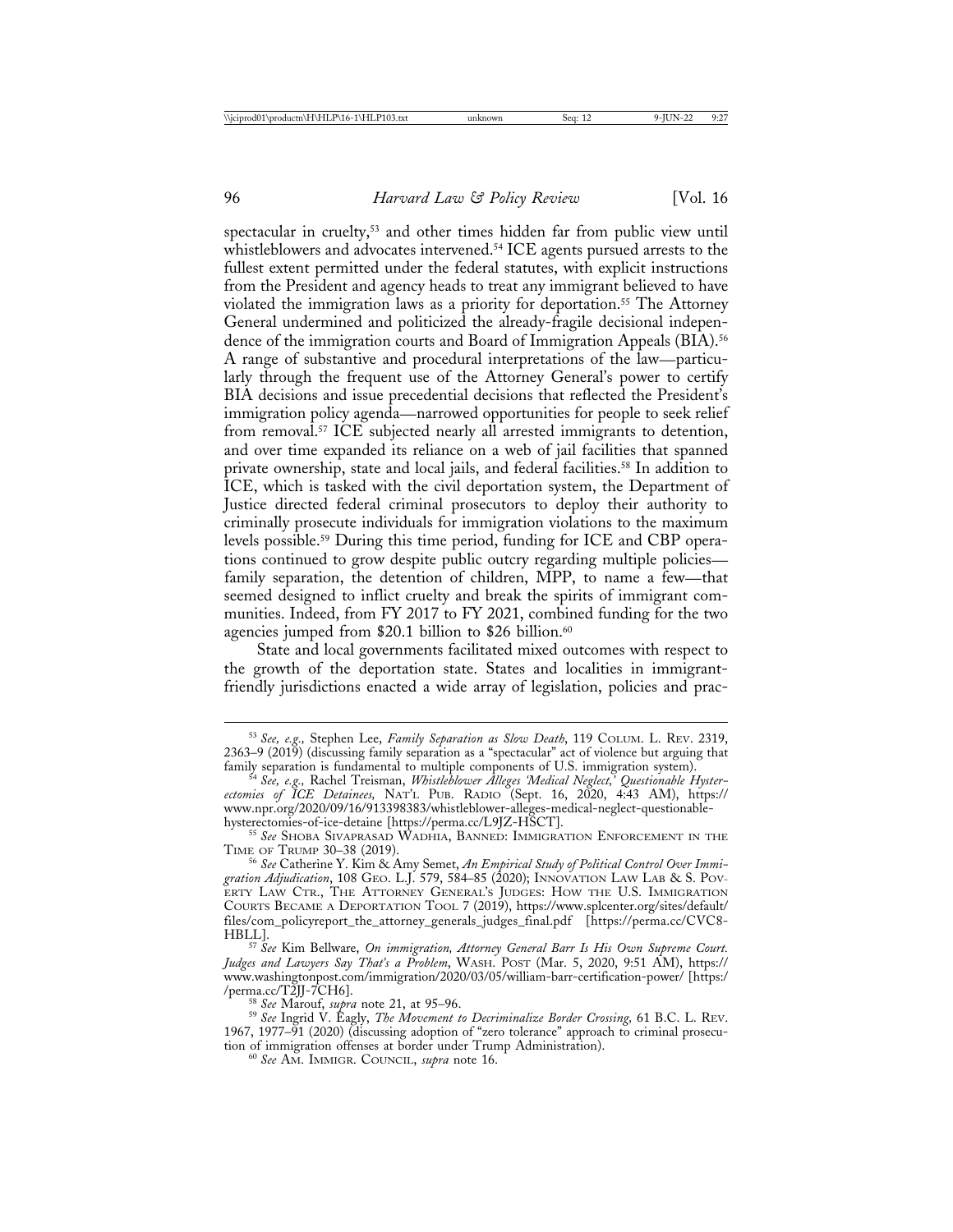spectacular in cruelty,[53] and other times hidden far from public view until whistleblowers and advocates intervened.[54] ICE agents pursued arrests to the fullest extent permitted under the federal statutes, with explicit instructions from the President and agency heads to treat any immigrant believed to have violated the immigration laws as a priority for deportation.[55] The Attorney General undermined and politicized the already-fragile decisional independence of the immigration courts and Board of Immigration Appeals (BIA).[56] A range of substantive and procedural interpretations of the law—particularly through the frequent use of the Attorney General's power to certify BIA decisions and issue precedential decisions that reflected the President's immigration policy agenda—narrowed opportunities for people to seek relief from removal.[57] ICE subjected nearly all arrested immigrants to detention, and over time expanded its reliance on a web of jail facilities that spanned private ownership, state and local jails, and federal facilities.[58] In addition to ICE, which is tasked with the civil deportation system, the Department of Justice directed federal criminal prosecutors to deploy their authority to criminally prosecute individuals for immigration violations to the maximum levels possible.[59] During this time period, funding for ICE and CBP operations continued to grow despite public outcry regarding multiple policies—family separation, the detention of children, MPP, to name a few—that seemed designed to inflict cruelty and break the spirits of immigrant communities. Indeed, from FY 2017 to FY 2021, combined funding for the two agencies jumped from $20.1 billion to $26 billion.[60]

State and local governments facilitated mixed outcomes with respect to the growth of the deportation state. States and localities in immigrant-friendly jurisdictions enacted a wide array of legislation, policies and prac-

---

[53] *See, e.g.,* Stephen Lee, *Family Separation as Slow Death*, 119 COLUM. L. REV. 2319, 2363–9 (2019) (discussing family separation as a "spectacular" act of violence but arguing that family separation is fundamental to multiple components of U.S. immigration system).

[54] *See, e.g.,* Rachel Treisman, *Whistleblower Alleges 'Medical Neglect,' Questionable Hysterectomies of ICE Detainees,* NAT'L PUB. RADIO (Sept. 16, 2020, 4:43 AM), https://www.npr.org/2020/09/16/913398383/whistleblower-alleges-medical-neglect-questionable-hysterectomies-of-ice-detaine [https://perma.cc/L9JZ-HSCT].

[55] *See* SHOBA SIVAPRASAD WADHIA, BANNED: IMMIGRATION ENFORCEMENT IN THE TIME OF TRUMP 30–38 (2019).

[56] *See* Catherine Y. Kim & Amy Semet, *An Empirical Study of Political Control Over Immigration Adjudication*, 108 GEO. L.J. 579, 584–85 (2020); INNOVATION LAW LAB & S. POVERTY LAW CTR., THE ATTORNEY GENERAL'S JUDGES: HOW THE U.S. IMMIGRATION COURTS BECAME A DEPORTATION TOOL 7 (2019), https://www.splcenter.org/sites/default/files/com_policyreport_the_attorney_generals_judges_final.pdf [https://perma.cc/CVC8-HBLL].

[57] *See* Kim Bellware, *On immigration, Attorney General Barr Is His Own Supreme Court. Judges and Lawyers Say That's a Problem*, WASH. POST (Mar. 5, 2020, 9:51 AM), https://www.washingtonpost.com/immigration/2020/03/05/william-barr-certification-power/ [https://perma.cc/T2JJ-7CH6].

[58] *See* Marouf, *supra* note 21, at 95–96.

[59] *See* Ingrid V. Eagly, *The Movement to Decriminalize Border Crossing,* 61 B.C. L. REV. 1967, 1977–91 (2020) (discussing adoption of "zero tolerance" approach to criminal prosecution of immigration offenses at border under Trump Administration).

[60] *See* AM. IMMIGR. COUNCIL, *supra* note 16.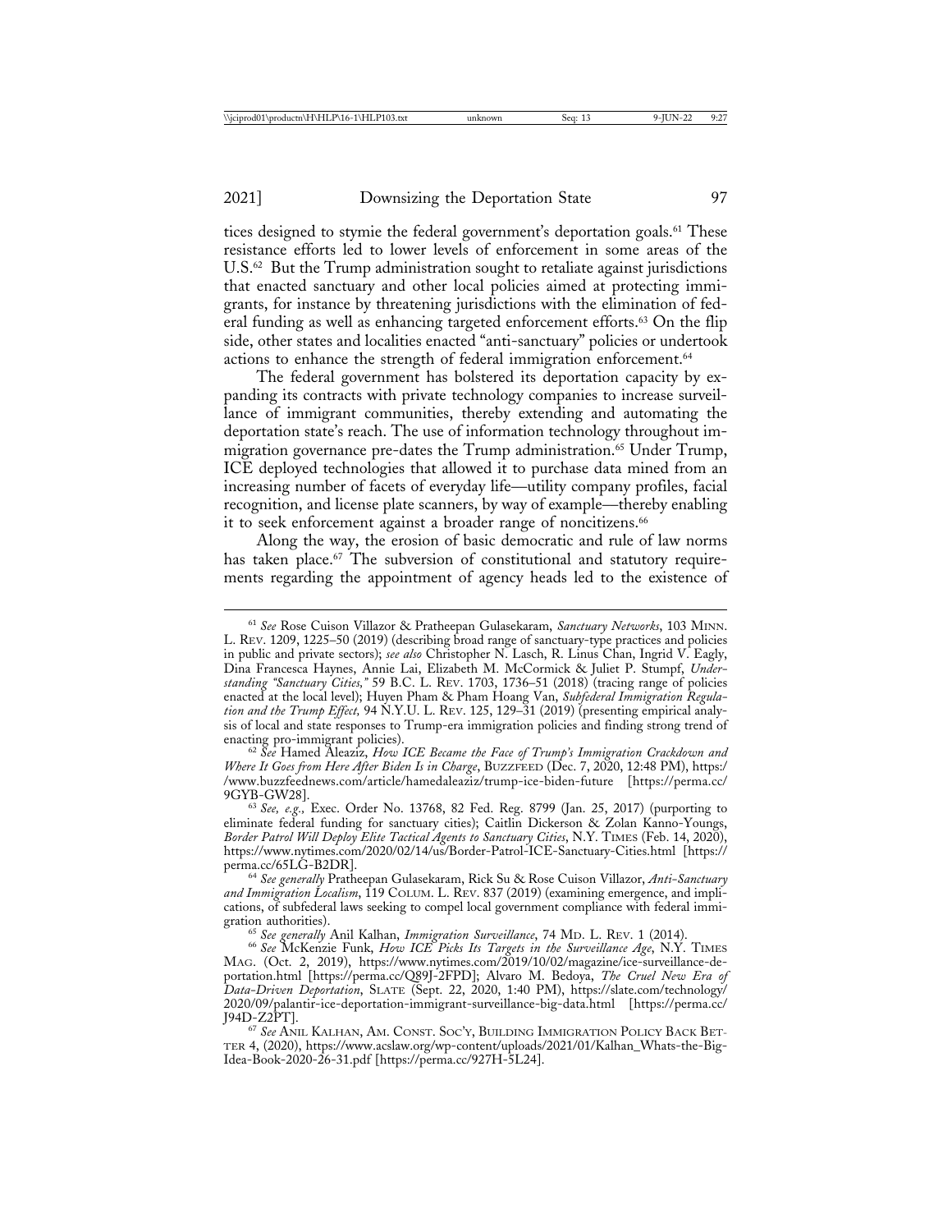tices designed to stymie the federal government's deportation goals.[61] These resistance efforts led to lower levels of enforcement in some areas of the U.S.[62] But the Trump administration sought to retaliate against jurisdictions that enacted sanctuary and other local policies aimed at protecting immigrants, for instance by threatening jurisdictions with the elimination of federal funding as well as enhancing targeted enforcement efforts.[63] On the flip side, other states and localities enacted "anti-sanctuary" policies or undertook actions to enhance the strength of federal immigration enforcement.[64]

The federal government has bolstered its deportation capacity by expanding its contracts with private technology companies to increase surveillance of immigrant communities, thereby extending and automating the deportation state's reach. The use of information technology throughout immigration governance pre-dates the Trump administration.[65] Under Trump, ICE deployed technologies that allowed it to purchase data mined from an increasing number of facets of everyday life—utility company profiles, facial recognition, and license plate scanners, by way of example—thereby enabling it to seek enforcement against a broader range of noncitizens.[66]

Along the way, the erosion of basic democratic and rule of law norms has taken place.[67] The subversion of constitutional and statutory requirements regarding the appointment of agency heads led to the existence of

---

[61] *See* Rose Cuison Villazor & Pratheepan Gulasekaram, *Sanctuary Networks*, 103 MINN. L. REV. 1209, 1225–50 (2019) (describing broad range of sanctuary-type practices and policies in public and private sectors); *see also* Christopher N. Lasch, R. Linus Chan, Ingrid V. Eagly, Dina Francesca Haynes, Annie Lai, Elizabeth M. McCormick & Juliet P. Stumpf, *Understanding "Sanctuary Cities,"* 59 B.C. L. REV. 1703, 1736–51 (2018) (tracing range of policies enacted at the local level); Huyen Pham & Pham Hoang Van, *Subfederal Immigration Regulation and the Trump Effect,* 94 N.Y.U. L. REV. 125, 129–31 (2019) (presenting empirical analysis of local and state responses to Trump-era immigration policies and finding strong trend of enacting pro-immigrant policies).

[62] *See* Hamed Aleaziz, *How ICE Became the Face of Trump's Immigration Crackdown and Where It Goes from Here After Biden Is in Charge*, BUZZFEED (Dec. 7, 2020, 12:48 PM), https://www.buzzfeednews.com/article/hamedaleaziz/trump-ice-biden-future [https://perma.cc/9GYB-GW28].

[63] *See, e.g.,* Exec. Order No. 13768, 82 Fed. Reg. 8799 (Jan. 25, 2017) (purporting to eliminate federal funding for sanctuary cities); Caitlin Dickerson & Zolan Kanno-Youngs, *Border Patrol Will Deploy Elite Tactical Agents to Sanctuary Cities*, N.Y. TIMES (Feb. 14, 2020), https://www.nytimes.com/2020/02/14/us/Border-Patrol-ICE-Sanctuary-Cities.html [https://perma.cc/65LG-B2DR].

[64] *See generally* Pratheepan Gulasekaram, Rick Su & Rose Cuison Villazor, *Anti-Sanctuary and Immigration Localism*, 119 COLUM. L. REV. 837 (2019) (examining emergence, and implications, of subfederal laws seeking to compel local government compliance with federal immigration authorities).

[65] *See generally* Anil Kalhan, *Immigration Surveillance*, 74 MD. L. REV. 1 (2014).

[66] *See* McKenzie Funk, *How ICE Picks Its Targets in the Surveillance Age*, N.Y. TIMES MAG. (Oct. 2, 2019), https://www.nytimes.com/2019/10/02/magazine/ice-surveillance-deportation.html [https://perma.cc/Q89J-2FPD]; Alvaro M. Bedoya, *The Cruel New Era of Data-Driven Deportation*, SLATE (Sept. 22, 2020, 1:40 PM), https://slate.com/technology/2020/09/palantir-ice-deportation-immigrant-surveillance-big-data.html [https://perma.cc/J94D-Z2PT].

[67] *See* ANIL KALHAN, AM. CONST. SOC'Y, BUILDING IMMIGRATION POLICY BACK BETTER 4, (2020), https://www.acslaw.org/wp-content/uploads/2021/01/Kalhan_Whats-the-Big-Idea-Book-2020-26-31.pdf [https://perma.cc/927H-5L24].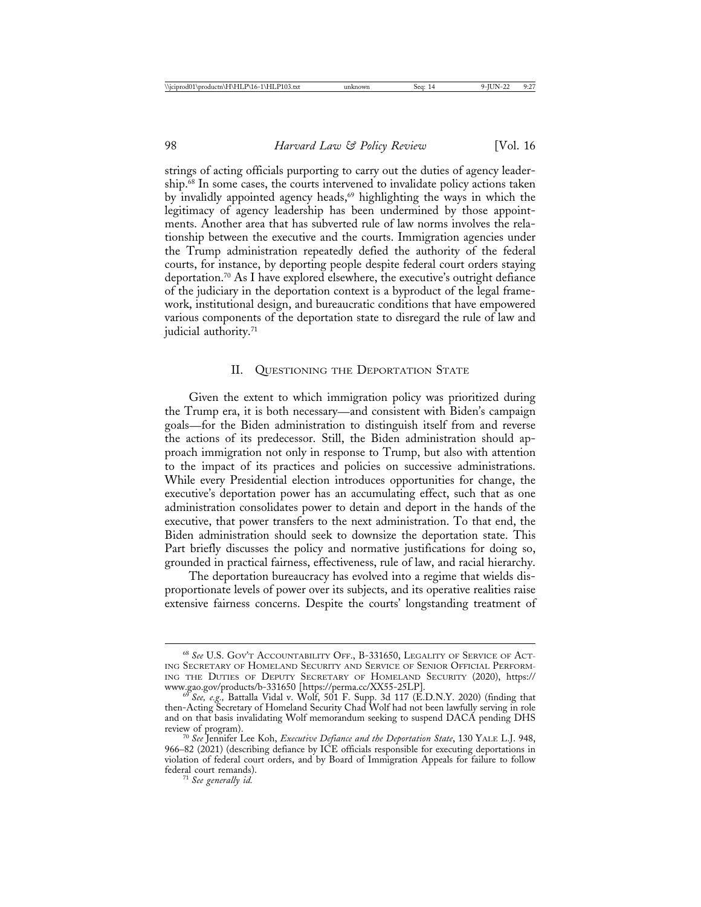strings of acting officials purporting to carry out the duties of agency leadership.[68] In some cases, the courts intervened to invalidate policy actions taken by invalidly appointed agency heads,[69] highlighting the ways in which the legitimacy of agency leadership has been undermined by those appointments. Another area that has subverted rule of law norms involves the relationship between the executive and the courts. Immigration agencies under the Trump administration repeatedly defied the authority of the federal courts, for instance, by deporting people despite federal court orders staying deportation.[70] As I have explored elsewhere, the executive's outright defiance of the judiciary in the deportation context is a byproduct of the legal framework, institutional design, and bureaucratic conditions that have empowered various components of the deportation state to disregard the rule of law and judicial authority.[71]

## II. Questioning the Deportation State

Given the extent to which immigration policy was prioritized during the Trump era, it is both necessary—and consistent with Biden's campaign goals—for the Biden administration to distinguish itself from and reverse the actions of its predecessor. Still, the Biden administration should approach immigration not only in response to Trump, but also with attention to the impact of its practices and policies on successive administrations. While every Presidential election introduces opportunities for change, the executive's deportation power has an accumulating effect, such that as one administration consolidates power to detain and deport in the hands of the executive, that power transfers to the next administration. To that end, the Biden administration should seek to downsize the deportation state. This Part briefly discusses the policy and normative justifications for doing so, grounded in practical fairness, effectiveness, rule of law, and racial hierarchy.

The deportation bureaucracy has evolved into a regime that wields disproportionate levels of power over its subjects, and its operative realities raise extensive fairness concerns. Despite the courts' longstanding treatment of

---

[68] *See* U.S. Gov't Accountability Off., B-331650, Legality of Service of Acting Secretary of Homeland Security and Service of Senior Official Performing the Duties of Deputy Secretary of Homeland Security (2020), https://www.gao.gov/products/b-331650 [https://perma.cc/XX55-25LP].

[69] *See, e.g.,* Battalla Vidal v. Wolf, 501 F. Supp. 3d 117 (E.D.N.Y. 2020) (finding that then-Acting Secretary of Homeland Security Chad Wolf had not been lawfully serving in role and on that basis invalidating Wolf memorandum seeking to suspend DACA pending DHS review of program).

[70] *See* Jennifer Lee Koh, *Executive Defiance and the Deportation State*, 130 Yale L.J. 948, 966–82 (2021) (describing defiance by ICE officials responsible for executing deportations in violation of federal court orders, and by Board of Immigration Appeals for failure to follow federal court remands).

[71] *See generally id.*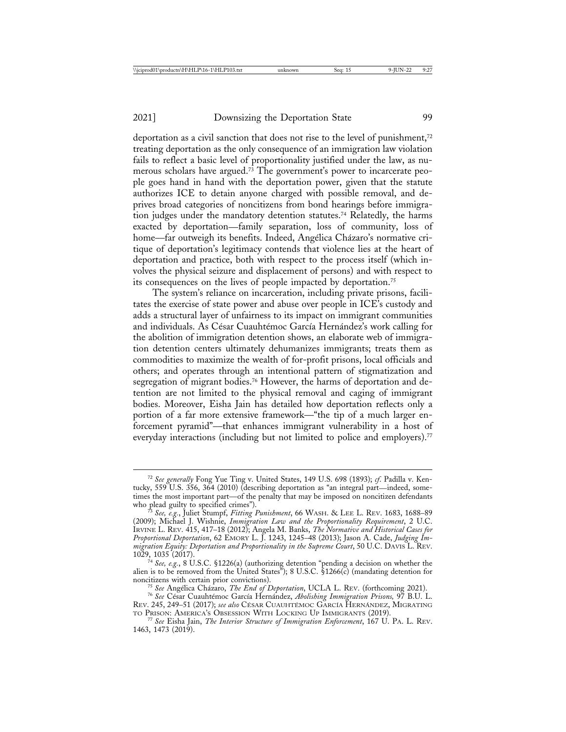deportation as a civil sanction that does not rise to the level of punishment,[72] treating deportation as the only consequence of an immigration law violation fails to reflect a basic level of proportionality justified under the law, as numerous scholars have argued.[73] The government's power to incarcerate people goes hand in hand with the deportation power, given that the statute authorizes ICE to detain anyone charged with possible removal, and deprives broad categories of noncitizens from bond hearings before immigration judges under the mandatory detention statutes.[74] Relatedly, the harms exacted by deportation—family separation, loss of community, loss of home—far outweigh its benefits. Indeed, Angélica Cházaro's normative critique of deportation's legitimacy contends that violence lies at the heart of deportation and practice, both with respect to the process itself (which involves the physical seizure and displacement of persons) and with respect to its consequences on the lives of people impacted by deportation.[75]

The system's reliance on incarceration, including private prisons, facilitates the exercise of state power and abuse over people in ICE's custody and adds a structural layer of unfairness to its impact on immigrant communities and individuals. As César Cuauhtémoc García Hernández's work calling for the abolition of immigration detention shows, an elaborate web of immigration detention centers ultimately dehumanizes immigrants; treats them as commodities to maximize the wealth of for-profit prisons, local officials and others; and operates through an intentional pattern of stigmatization and segregation of migrant bodies.[76] However, the harms of deportation and detention are not limited to the physical removal and caging of immigrant bodies. Moreover, Eisha Jain has detailed how deportation reflects only a portion of a far more extensive framework—"the tip of a much larger enforcement pyramid"—that enhances immigrant vulnerability in a host of everyday interactions (including but not limited to police and employers).[77]

---

[72] *See generally* Fong Yue Ting v. United States, 149 U.S. 698 (1893); *cf.* Padilla v. Kentucky, 559 U.S. 356, 364 (2010) (describing deportation as "an integral part—indeed, sometimes the most important part—of the penalty that may be imposed on noncitizen defendants who plead guilty to specified crimes").

[73] *See, e.g.*, Juliet Stumpf, *Fitting Punishment*, 66 WASH. & LEE L. REV. 1683, 1688–89 (2009); Michael J. Wishnie, *Immigration Law and the Proportionality Requirement*, 2 U.C. IRVINE L. REV. 415, 417–18 (2012); Angela M. Banks, *The Normative and Historical Cases for Proportional Deportation*, 62 EMORY L. J. 1243, 1245–48 (2013); Jason A. Cade, *Judging Immigration Equity: Deportation and Proportionality in the Supreme Court*, 50 U.C. DAVIS L. REV. 1029, 1035 (2017).

[74] *See, e.g.*, 8 U.S.C. §1226(a) (authorizing detention "pending a decision on whether the alien is to be removed from the United States"); 8 U.S.C. §1266(c) (mandating detention for noncitizens with certain prior convictions).

[75] *See* Angélica Cházaro, *The End of Deportation*, UCLA L. REV. (forthcoming 2021).

[76] *See* César Cuauhtémoc García Hernández, *Abolishing Immigration Prisons,* 97 B.U. L. REV. 245, 249–51 (2017); *see also* CÉSAR CUAUHTÉMOC GARCÍA HERNÁNDEZ, MIGRATING TO PRISON: AMERICA'S OBSESSION WITH LOCKING UP IMMIGRANTS (2019).

[77] *See* Eisha Jain, *The Interior Structure of Immigration Enforcement*, 167 U. PA. L. REV. 1463, 1473 (2019).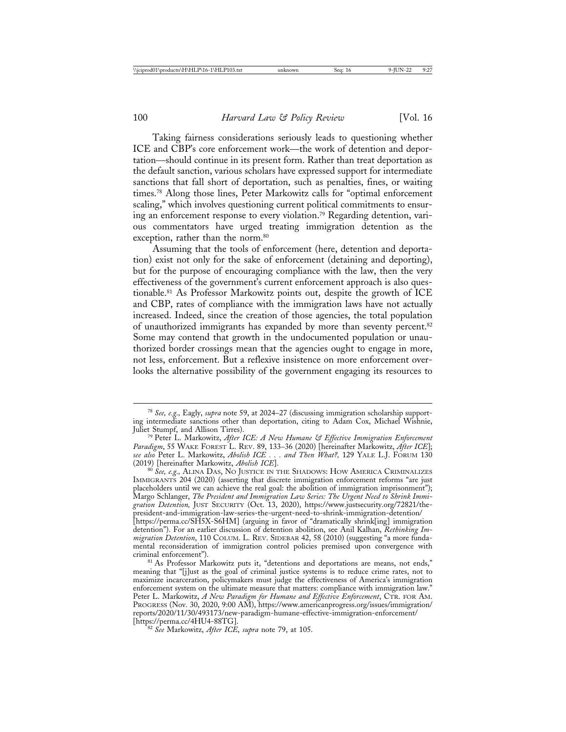Taking fairness considerations seriously leads to questioning whether ICE and CBP's core enforcement work—the work of detention and deportation—should continue in its present form. Rather than treat deportation as the default sanction, various scholars have expressed support for intermediate sanctions that fall short of deportation, such as penalties, fines, or waiting times.[78] Along those lines, Peter Markowitz calls for "optimal enforcement scaling," which involves questioning current political commitments to ensuring an enforcement response to every violation.[79] Regarding detention, various commentators have urged treating immigration detention as the exception, rather than the norm.[80]

Assuming that the tools of enforcement (here, detention and deportation) exist not only for the sake of enforcement (detaining and deporting), but for the purpose of encouraging compliance with the law, then the very effectiveness of the government's current enforcement approach is also questionable.[81] As Professor Markowitz points out, despite the growth of ICE and CBP, rates of compliance with the immigration laws have not actually increased. Indeed, since the creation of those agencies, the total population of unauthorized immigrants has expanded by more than seventy percent.[82] Some may contend that growth in the undocumented population or unauthorized border crossings mean that the agencies ought to engage in more, not less, enforcement. But a reflexive insistence on more enforcement overlooks the alternative possibility of the government engaging its resources to

---

[78] *See, e.g.,* Eagly, *supra* note 59, at 2024–27 (discussing immigration scholarship supporting intermediate sanctions other than deportation, citing to Adam Cox, Michael Wishnie, Juliet Stumpf, and Allison Tirres).

[79] Peter L. Markowitz, *After ICE: A New Humane & Effective Immigration Enforcement Paradigm*, 55 WAKE FOREST L. REV. 89, 133–36 (2020) [hereinafter Markowitz, *After ICE*]; *see also* Peter L. Markowitz, *Abolish ICE . . . and Then What?,* 129 YALE L.J. FORUM 130 (2019) [hereinafter Markowitz, *Abolish ICE*].

[80] *See, e.g.,* ALINA DAS, NO JUSTICE IN THE SHADOWS: HOW AMERICA CRIMINALIZES IMMIGRANTS 204 (2020) (asserting that discrete immigration enforcement reforms "are just placeholders until we can achieve the real goal: the abolition of immigration imprisonment"); Margo Schlanger, *The President and Immigration Law Series: The Urgent Need to Shrink Immigration Detention,* JUST SECURITY (Oct. 13, 2020), https://www.justsecurity.org/72821/the-president-and-immigration-law-series-the-urgent-need-to-shrink-immigration-detention/ [https://perma.cc/SH5X-S6HM] (arguing in favor of "dramatically shrink[ing] immigration detention"). For an earlier discussion of detention abolition, see Anil Kalhan, *Rethinking Immigration Detention*, 110 COLUM. L. REV. SIDEBAR 42, 58 (2010) (suggesting "a more fundamental reconsideration of immigration control policies premised upon convergence with criminal enforcement").

[81] As Professor Markowitz puts it, "detentions and deportations are means, not ends," meaning that "[j]ust as the goal of criminal justice systems is to reduce crime rates, not to maximize incarceration, policymakers must judge the effectiveness of America's immigration enforcement system on the ultimate measure that matters: compliance with immigration law." Peter L. Markowitz, *A New Paradigm for Humane and Effective Enforcement*, CTR. FOR AM. PROGRESS (Nov. 30, 2020, 9:00 AM), https://www.americanprogress.org/issues/immigration/reports/2020/11/30/493173/new-paradigm-humane-effective-immigration-enforcement/ [https://perma.cc/4HU4-88TG].

[82] *See* Markowitz, *After ICE*, *supra* note 79, at 105.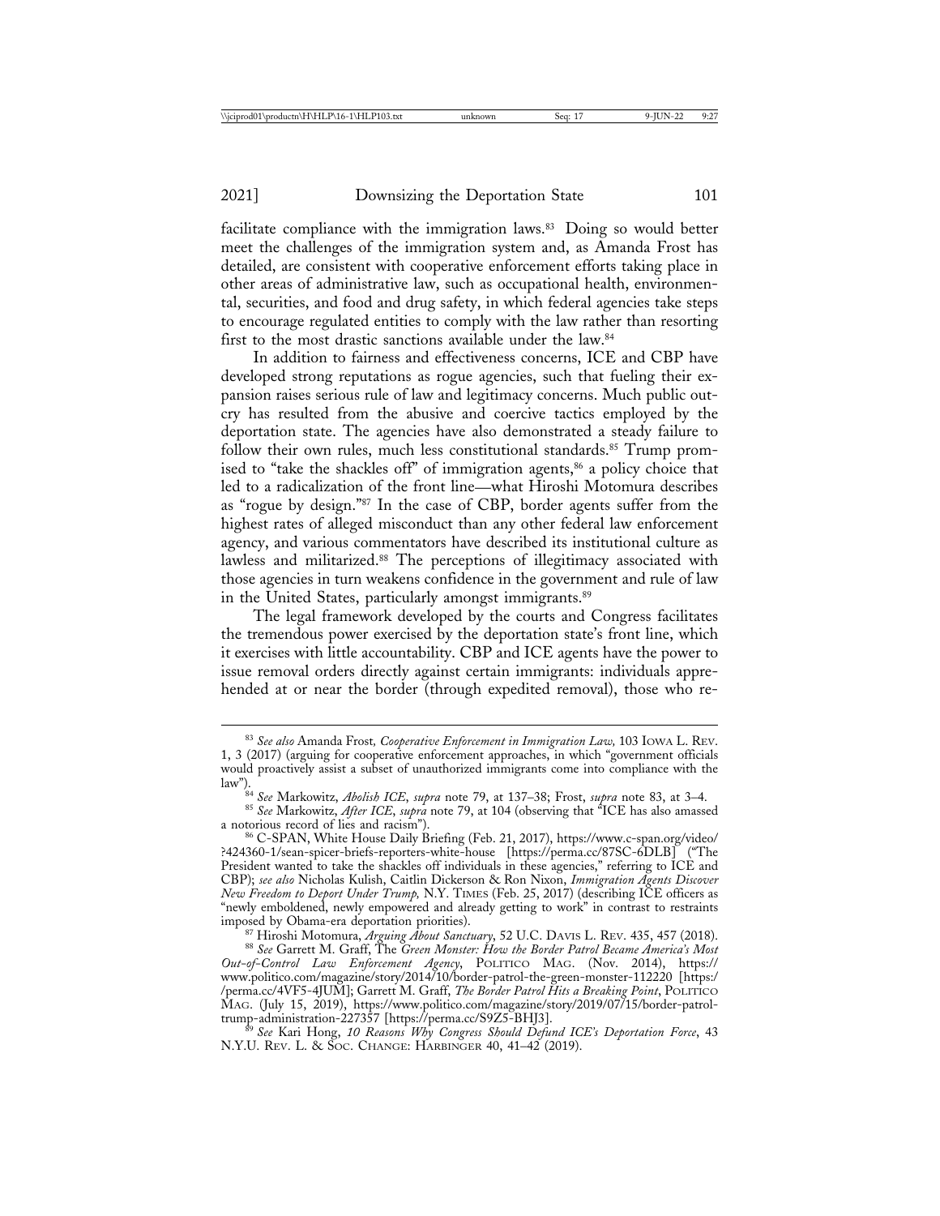facilitate compliance with the immigration laws.[83] Doing so would better meet the challenges of the immigration system and, as Amanda Frost has detailed, are consistent with cooperative enforcement efforts taking place in other areas of administrative law, such as occupational health, environmental, securities, and food and drug safety, in which federal agencies take steps to encourage regulated entities to comply with the law rather than resorting first to the most drastic sanctions available under the law.[84]

In addition to fairness and effectiveness concerns, ICE and CBP have developed strong reputations as rogue agencies, such that fueling their expansion raises serious rule of law and legitimacy concerns. Much public outcry has resulted from the abusive and coercive tactics employed by the deportation state. The agencies have also demonstrated a steady failure to follow their own rules, much less constitutional standards.[85] Trump promised to "take the shackles off" of immigration agents,[86] a policy choice that led to a radicalization of the front line—what Hiroshi Motomura describes as "rogue by design."[87] In the case of CBP, border agents suffer from the highest rates of alleged misconduct than any other federal law enforcement agency, and various commentators have described its institutional culture as lawless and militarized.[88] The perceptions of illegitimacy associated with those agencies in turn weakens confidence in the government and rule of law in the United States, particularly amongst immigrants.[89]

The legal framework developed by the courts and Congress facilitates the tremendous power exercised by the deportation state's front line, which it exercises with little accountability. CBP and ICE agents have the power to issue removal orders directly against certain immigrants: individuals apprehended at or near the border (through expedited removal), those who re-

---

[83] *See also* Amanda Frost*, Cooperative Enforcement in Immigration Law,* 103 IOWA L. REV. 1, 3 (2017) (arguing for cooperative enforcement approaches, in which "government officials would proactively assist a subset of unauthorized immigrants come into compliance with the law").

[84] *See* Markowitz, *Abolish ICE*, *supra* note 79, at 137–38; Frost, *supra* note 83, at 3–4.

[85] *See* Markowitz, *After ICE*, *supra* note 79, at 104 (observing that "ICE has also amassed a notorious record of lies and racism").

[86] C-SPAN, White House Daily Briefing (Feb. 21, 2017), https://www.c-span.org/video/?424360-1/sean-spicer-briefs-reporters-white-house [https://perma.cc/87SC-6DLB] ("The President wanted to take the shackles off individuals in these agencies," referring to ICE and CBP); *see also* Nicholas Kulish, Caitlin Dickerson & Ron Nixon, *Immigration Agents Discover New Freedom to Deport Under Trump,* N.Y. TIMES (Feb. 25, 2017) (describing ICE officers as "newly emboldened, newly empowered and already getting to work" in contrast to restraints imposed by Obama-era deportation priorities).

[87] Hiroshi Motomura, *Arguing About Sanctuary*, 52 U.C. DAVIS L. REV. 435, 457 (2018).

[88] *See* Garrett M. Graff, *The Green Monster: How the Border Patrol Became America's Most Out-of-Control Law Enforcement Agency*, POLITICO MAG. (Nov. 2014), https://www.politico.com/magazine/story/2014/10/border-patrol-the-green-monster-112220 [https://perma.cc/4VF5-4JUM]; Garrett M. Graff, *The Border Patrol Hits a Breaking Point*, POLITICO MAG. (July 15, 2019), https://www.politico.com/magazine/story/2019/07/15/border-patrol-trump-administration-227357 [https://perma.cc/S9Z5-BHJ3].

[89] *See* Kari Hong, *10 Reasons Why Congress Should Defund ICE's Deportation Force*, 43 N.Y.U. REV. L. & SOC. CHANGE: HARBINGER 40, 41–42 (2019).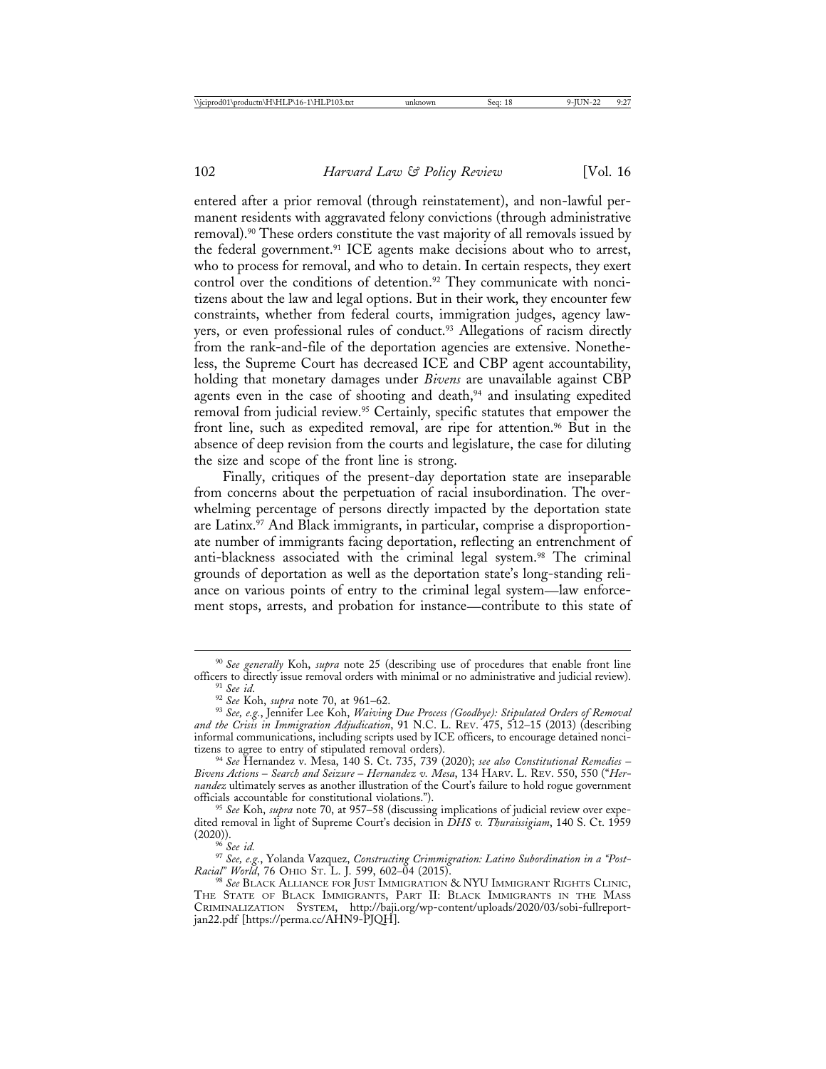entered after a prior removal (through reinstatement), and non-lawful permanent residents with aggravated felony convictions (through administrative removal).[90] These orders constitute the vast majority of all removals issued by the federal government.[91] ICE agents make decisions about who to arrest, who to process for removal, and who to detain. In certain respects, they exert control over the conditions of detention.[92] They communicate with noncitizens about the law and legal options. But in their work, they encounter few constraints, whether from federal courts, immigration judges, agency lawyers, or even professional rules of conduct.[93] Allegations of racism directly from the rank-and-file of the deportation agencies are extensive. Nonetheless, the Supreme Court has decreased ICE and CBP agent accountability, holding that monetary damages under *Bivens* are unavailable against CBP agents even in the case of shooting and death,[94] and insulating expedited removal from judicial review.[95] Certainly, specific statutes that empower the front line, such as expedited removal, are ripe for attention.[96] But in the absence of deep revision from the courts and legislature, the case for diluting the size and scope of the front line is strong.

Finally, critiques of the present-day deportation state are inseparable from concerns about the perpetuation of racial insubordination. The overwhelming percentage of persons directly impacted by the deportation state are Latinx.[97] And Black immigrants, in particular, comprise a disproportionate number of immigrants facing deportation, reflecting an entrenchment of anti-blackness associated with the criminal legal system.[98] The criminal grounds of deportation as well as the deportation state's long-standing reliance on various points of entry to the criminal legal system—law enforcement stops, arrests, and probation for instance—contribute to this state of

---

[90] *See generally* Koh, *supra* note 25 (describing use of procedures that enable front line officers to directly issue removal orders with minimal or no administrative and judicial review).

[91] *See id.*

[92] *See* Koh, *supra* note 70, at 961–62.

[93] *See, e.g.*, Jennifer Lee Koh, *Waiving Due Process (Goodbye): Stipulated Orders of Removal and the Crisis in Immigration Adjudication*, 91 N.C. L. Rev. 475, 512–15 (2013) (describing informal communications, including scripts used by ICE officers, to encourage detained noncitizens to agree to entry of stipulated removal orders).

[94] *See* Hernandez v. Mesa, 140 S. Ct. 735, 739 (2020); *see also Constitutional Remedies – Bivens Actions – Search and Seizure – Hernandez v. Mesa*, 134 Harv. L. Rev. 550, 550 ("*Hernandez* ultimately serves as another illustration of the Court's failure to hold rogue government officials accountable for constitutional violations.").

[95] *See* Koh, *supra* note 70, at 957–58 (discussing implications of judicial review over expedited removal in light of Supreme Court's decision in *DHS v. Thuraissigiam*, 140 S. Ct. 1959 (2020)).

[96] *See id.*

[97] *See, e.g.*, Yolanda Vazquez, *Constructing Crimmigration: Latino Subordination in a "Post-Racial" World*, 76 Ohio St. L. J. 599, 602–04 (2015).

[98] *See* Black Alliance for Just Immigration & NYU Immigrant Rights Clinic, The State of Black Immigrants, Part II: Black Immigrants in the Mass Criminalization System, http://baji.org/wp-content/uploads/2020/03/sobi-fullreport-jan22.pdf [https://perma.cc/AHN9-PJQH].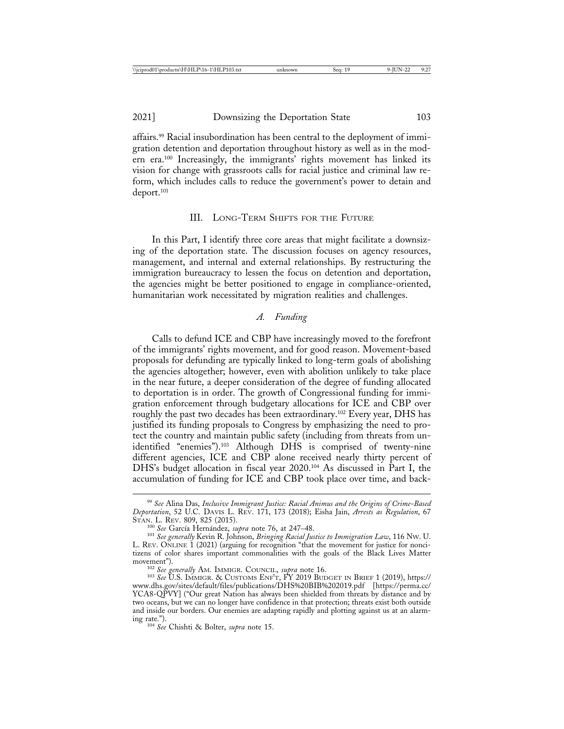affairs.[99] Racial insubordination has been central to the deployment of immigration detention and deportation throughout history as well as in the modern era.[100] Increasingly, the immigrants' rights movement has linked its vision for change with grassroots calls for racial justice and criminal law reform, which includes calls to reduce the government's power to detain and deport.[101]

## III. Long-Term Shifts for the Future

In this Part, I identify three core areas that might facilitate a downsizing of the deportation state. The discussion focuses on agency resources, management, and internal and external relationships. By restructuring the immigration bureaucracy to lessen the focus on detention and deportation, the agencies might be better positioned to engage in compliance-oriented, humanitarian work necessitated by migration realities and challenges.

### *A. Funding*

Calls to defund ICE and CBP have increasingly moved to the forefront of the immigrants' rights movement, and for good reason. Movement-based proposals for defunding are typically linked to long-term goals of abolishing the agencies altogether; however, even with abolition unlikely to take place in the near future, a deeper consideration of the degree of funding allocated to deportation is in order. The growth of Congressional funding for immigration enforcement through budgetary allocations for ICE and CBP over roughly the past two decades has been extraordinary.[102] Every year, DHS has justified its funding proposals to Congress by emphasizing the need to protect the country and maintain public safety (including from threats from unidentified "enemies").[103] Although DHS is comprised of twenty-nine different agencies, ICE and CBP alone received nearly thirty percent of DHS's budget allocation in fiscal year 2020.[104] As discussed in Part I, the accumulation of funding for ICE and CBP took place over time, and back-

---

[99] *See* Alina Das, *Inclusive Immigrant Justice: Racial Animus and the Origins of Crime-Based Deportation*, 52 U.C. Davis L. Rev. 171, 173 (2018); Eisha Jain, *Arrests as Regulation*, 67 Stan. L. Rev. 809, 825 (2015).

[100] *See* García Hernández, *supra* note 76, at 247–48.

[101] *See generally* Kevin R. Johnson, *Bringing Racial Justice to Immigration Law*, 116 Nw. U. L. Rev. Online 1 (2021) (arguing for recognition "that the movement for justice for noncitizens of color shares important commonalities with the goals of the Black Lives Matter movement").

[102] *See generally* Am. Immigr. Council, *supra* note 16.

[103] *See* U.S. Immigr. & Customs Enf't, FY 2019 Budget in Brief 1 (2019), https://www.dhs.gov/sites/default/files/publications/DHS%20BIB%202019.pdf [https://perma.cc/YCA8-QPVY] ("Our great Nation has always been shielded from threats by distance and by two oceans, but we can no longer have confidence in that protection; threats exist both outside and inside our borders. Our enemies are adapting rapidly and plotting against us at an alarming rate.").

[104] *See* Chishti & Bolter, *supra* note 15.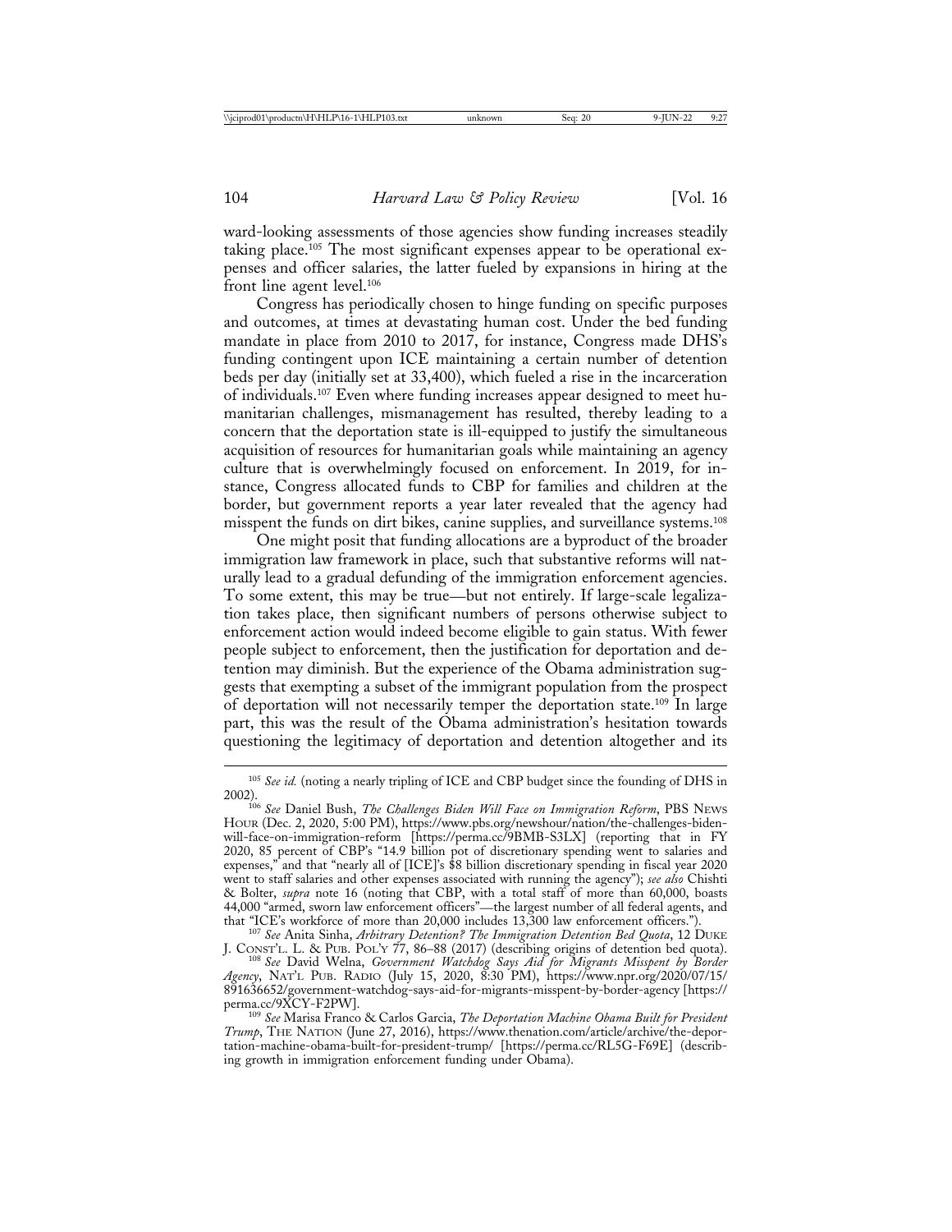ward-looking assessments of those agencies show funding increases steadily taking place.[105] The most significant expenses appear to be operational expenses and officer salaries, the latter fueled by expansions in hiring at the front line agent level.[106]

Congress has periodically chosen to hinge funding on specific purposes and outcomes, at times at devastating human cost. Under the bed funding mandate in place from 2010 to 2017, for instance, Congress made DHS's funding contingent upon ICE maintaining a certain number of detention beds per day (initially set at 33,400), which fueled a rise in the incarceration of individuals.[107] Even where funding increases appear designed to meet humanitarian challenges, mismanagement has resulted, thereby leading to a concern that the deportation state is ill-equipped to justify the simultaneous acquisition of resources for humanitarian goals while maintaining an agency culture that is overwhelmingly focused on enforcement. In 2019, for instance, Congress allocated funds to CBP for families and children at the border, but government reports a year later revealed that the agency had misspent the funds on dirt bikes, canine supplies, and surveillance systems.[108]

One might posit that funding allocations are a byproduct of the broader immigration law framework in place, such that substantive reforms will naturally lead to a gradual defunding of the immigration enforcement agencies. To some extent, this may be true—but not entirely. If large-scale legalization takes place, then significant numbers of persons otherwise subject to enforcement action would indeed become eligible to gain status. With fewer people subject to enforcement, then the justification for deportation and detention may diminish. But the experience of the Obama administration suggests that exempting a subset of the immigrant population from the prospect of deportation will not necessarily temper the deportation state.[109] In large part, this was the result of the Obama administration's hesitation towards questioning the legitimacy of deportation and detention altogether and its

---

[105] *See id.* (noting a nearly tripling of ICE and CBP budget since the founding of DHS in 2002).

[106] *See* Daniel Bush, *The Challenges Biden Will Face on Immigration Reform*, PBS News Hour (Dec. 2, 2020, 5:00 PM), https://www.pbs.org/newshour/nation/the-challenges-biden-will-face-on-immigration-reform [https://perma.cc/9BMB-S3LX] (reporting that in FY 2020, 85 percent of CBP's "14.9 billion pot of discretionary spending went to salaries and expenses," and that "nearly all of [ICE]'s $8 billion discretionary spending in fiscal year 2020 went to staff salaries and other expenses associated with running the agency"); *see also* Chishti & Bolter, *supra* note 16 (noting that CBP, with a total staff of more than 60,000, boasts 44,000 "armed, sworn law enforcement officers"—the largest number of all federal agents, and that "ICE's workforce of more than 20,000 includes 13,300 law enforcement officers.").

[107] *See* Anita Sinha, *Arbitrary Detention? The Immigration Detention Bed Quota*, 12 Duke J. Const'l. L. & Pub. Pol'y 77, 86–88 (2017) (describing origins of detention bed quota).

[108] *See* David Welna, *Government Watchdog Says Aid for Migrants Misspent by Border Agency*, Nat'l Pub. Radio (July 15, 2020, 8:30 PM), https://www.npr.org/2020/07/15/891636652/government-watchdog-says-aid-for-migrants-misspent-by-border-agency [https://perma.cc/9XCY-F2PW].

[109] *See* Marisa Franco & Carlos Garcia, *The Deportation Machine Obama Built for President Trump*, The Nation (June 27, 2016), https://www.thenation.com/article/archive/the-deportation-machine-obama-built-for-president-trump/ [https://perma.cc/RL5G-F69E] (describing growth in immigration enforcement funding under Obama).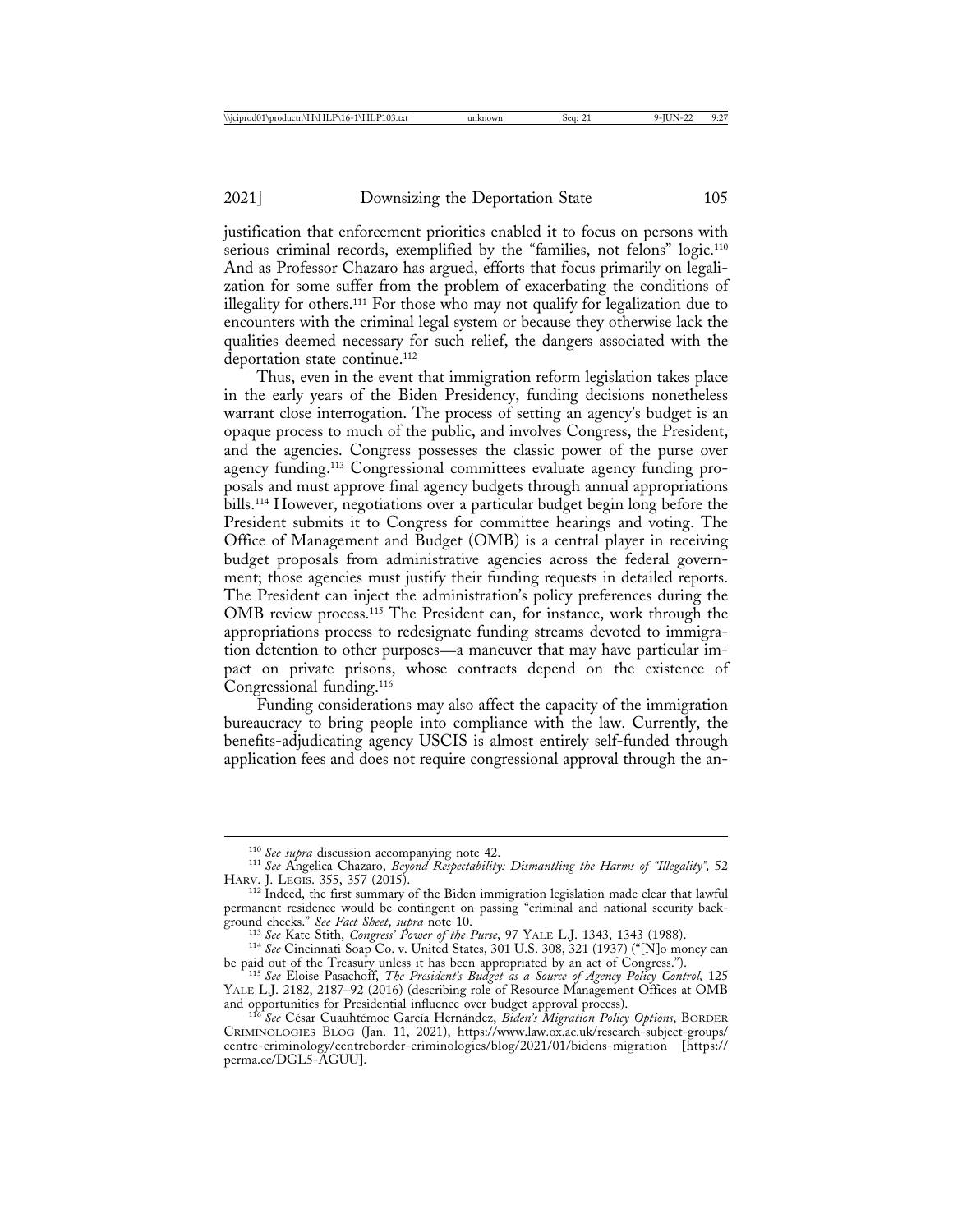justification that enforcement priorities enabled it to focus on persons with serious criminal records, exemplified by the "families, not felons" logic.[110] And as Professor Chazaro has argued, efforts that focus primarily on legalization for some suffer from the problem of exacerbating the conditions of illegality for others.[111] For those who may not qualify for legalization due to encounters with the criminal legal system or because they otherwise lack the qualities deemed necessary for such relief, the dangers associated with the deportation state continue.[112]

Thus, even in the event that immigration reform legislation takes place in the early years of the Biden Presidency, funding decisions nonetheless warrant close interrogation. The process of setting an agency's budget is an opaque process to much of the public, and involves Congress, the President, and the agencies. Congress possesses the classic power of the purse over agency funding.[113] Congressional committees evaluate agency funding proposals and must approve final agency budgets through annual appropriations bills.[114] However, negotiations over a particular budget begin long before the President submits it to Congress for committee hearings and voting. The Office of Management and Budget (OMB) is a central player in receiving budget proposals from administrative agencies across the federal government; those agencies must justify their funding requests in detailed reports. The President can inject the administration's policy preferences during the OMB review process.[115] The President can, for instance, work through the appropriations process to redesignate funding streams devoted to immigration detention to other purposes—a maneuver that may have particular impact on private prisons, whose contracts depend on the existence of Congressional funding.[116]

Funding considerations may also affect the capacity of the immigration bureaucracy to bring people into compliance with the law. Currently, the benefits-adjudicating agency USCIS is almost entirely self-funded through application fees and does not require congressional approval through the an-

---

[110] *See supra* discussion accompanying note 42.

[111] *See* Angelica Chazaro, *Beyond Respectability: Dismantling the Harms of "Illegality"*, 52 HARV. J. LEGIS. 355, 357 (2015).

[112] Indeed, the first summary of the Biden immigration legislation made clear that lawful permanent residence would be contingent on passing "criminal and national security background checks." *See Fact Sheet*, *supra* note 10.

[113] *See* Kate Stith, *Congress' Power of the Purse*, 97 YALE L.J. 1343, 1343 (1988).

[114] *See* Cincinnati Soap Co. v. United States, 301 U.S. 308, 321 (1937) ("[N]o money can be paid out of the Treasury unless it has been appropriated by an act of Congress.").

[115] *See* Eloise Pasachoff, *The President's Budget as a Source of Agency Policy Control,* 125 YALE L.J. 2182, 2187–92 (2016) (describing role of Resource Management Offices at OMB and opportunities for Presidential influence over budget approval process).

[116] *See* César Cuauhtémoc García Hernández, *Biden's Migration Policy Options*, BORDER CRIMINOLOGIES BLOG (Jan. 11, 2021), https://www.law.ox.ac.uk/research-subject-groups/centre-criminology/centreborder-criminologies/blog/2021/01/bidens-migration [https://perma.cc/DGL5-AGUU].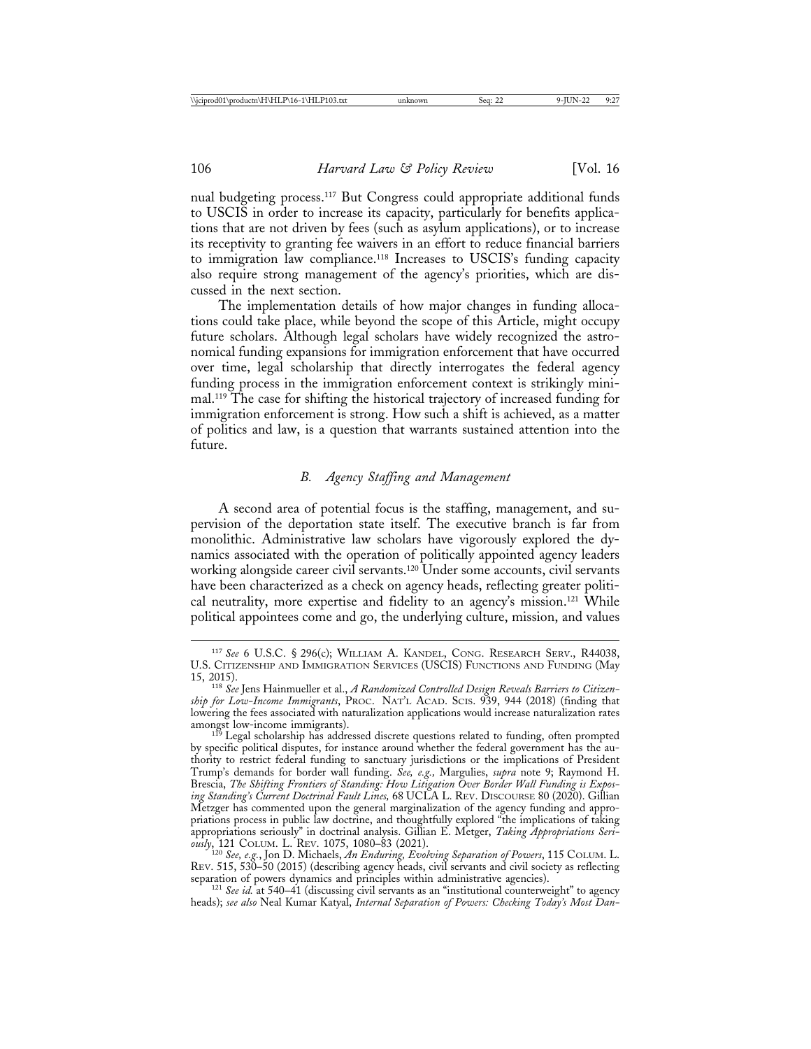nual budgeting process.[117] But Congress could appropriate additional funds to USCIS in order to increase its capacity, particularly for benefits applications that are not driven by fees (such as asylum applications), or to increase its receptivity to granting fee waivers in an effort to reduce financial barriers to immigration law compliance.[118] Increases to USCIS's funding capacity also require strong management of the agency's priorities, which are discussed in the next section.

The implementation details of how major changes in funding allocations could take place, while beyond the scope of this Article, might occupy future scholars. Although legal scholars have widely recognized the astronomical funding expansions for immigration enforcement that have occurred over time, legal scholarship that directly interrogates the federal agency funding process in the immigration enforcement context is strikingly minimal.[119] The case for shifting the historical trajectory of increased funding for immigration enforcement is strong. How such a shift is achieved, as a matter of politics and law, is a question that warrants sustained attention into the future.

### *B. Agency Staffing and Management*

A second area of potential focus is the staffing, management, and supervision of the deportation state itself. The executive branch is far from monolithic. Administrative law scholars have vigorously explored the dynamics associated with the operation of politically appointed agency leaders working alongside career civil servants.[120] Under some accounts, civil servants have been characterized as a check on agency heads, reflecting greater political neutrality, more expertise and fidelity to an agency's mission.[121] While political appointees come and go, the underlying culture, mission, and values

---

[117] *See* 6 U.S.C. § 296(c); William A. Kandel, Cong. Research Serv., R44038, U.S. Citizenship and Immigration Services (USCIS) Functions and Funding (May 15, 2015).

[118] *See* Jens Hainmueller et al., *A Randomized Controlled Design Reveals Barriers to Citizenship for Low-Income Immigrants*, Proc. Nat'l Acad. Scis. 939, 944 (2018) (finding that lowering the fees associated with naturalization applications would increase naturalization rates amongst low-income immigrants).

[119] Legal scholarship has addressed discrete questions related to funding, often prompted by specific political disputes, for instance around whether the federal government has the authority to restrict federal funding to sanctuary jurisdictions or the implications of President Trump's demands for border wall funding. *See, e.g.,* Margulies, *supra* note 9; Raymond H. Brescia, *The Shifting Frontiers of Standing: How Litigation Over Border Wall Funding is Exposing Standing's Current Doctrinal Fault Lines,* 68 UCLA L. Rev. Discourse 80 (2020). Gillian Metzger has commented upon the general marginalization of the agency funding and appropriations process in public law doctrine, and thoughtfully explored "the implications of taking appropriations seriously" in doctrinal analysis. Gillian E. Metger, *Taking Appropriations Seriously*, 121 Colum. L. Rev. 1075, 1080–83 (2021).

[120] *See, e.g.*, Jon D. Michaels, *An Enduring, Evolving Separation of Powers*, 115 Colum. L. Rev. 515, 530–50 (2015) (describing agency heads, civil servants and civil society as reflecting separation of powers dynamics and principles within administrative agencies).

[121] *See id.* at 540–41 (discussing civil servants as an "institutional counterweight" to agency heads); *see also* Neal Kumar Katyal, *Internal Separation of Powers: Checking Today's Most Dan-*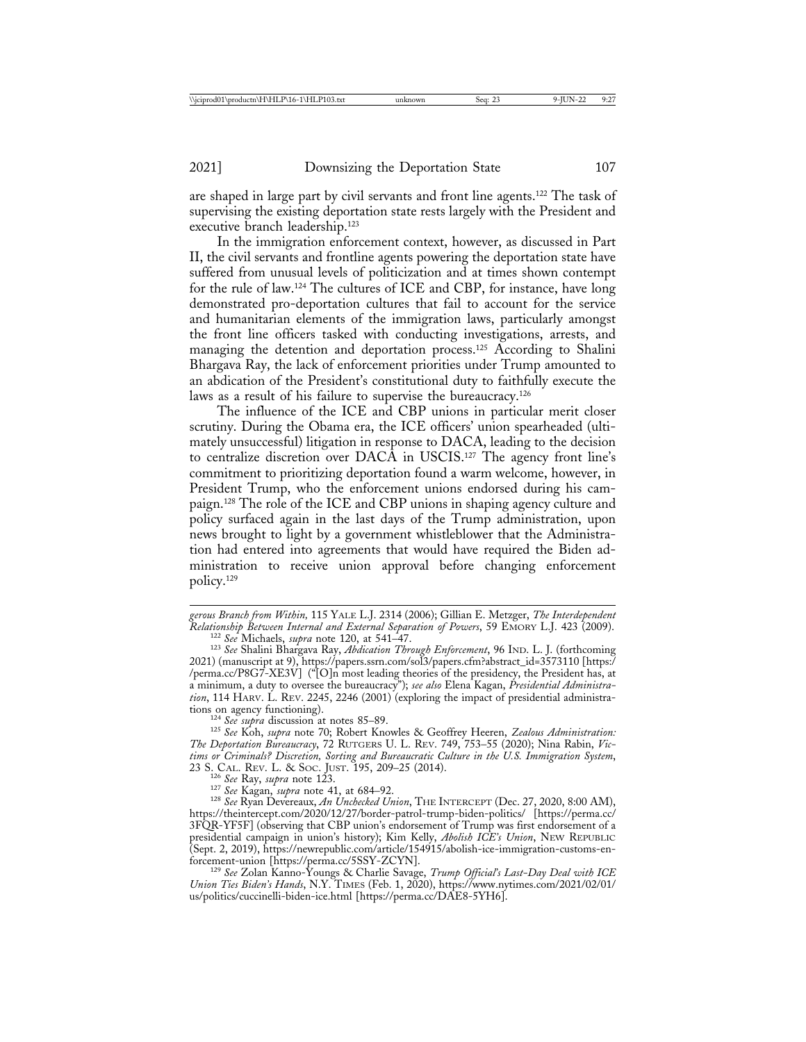are shaped in large part by civil servants and front line agents.[122] The task of supervising the existing deportation state rests largely with the President and executive branch leadership.[123]

In the immigration enforcement context, however, as discussed in Part II, the civil servants and frontline agents powering the deportation state have suffered from unusual levels of politicization and at times shown contempt for the rule of law.[124] The cultures of ICE and CBP, for instance, have long demonstrated pro-deportation cultures that fail to account for the service and humanitarian elements of the immigration laws, particularly amongst the front line officers tasked with conducting investigations, arrests, and managing the detention and deportation process.[125] According to Shalini Bhargava Ray, the lack of enforcement priorities under Trump amounted to an abdication of the President's constitutional duty to faithfully execute the laws as a result of his failure to supervise the bureaucracy.[126]

The influence of the ICE and CBP unions in particular merit closer scrutiny. During the Obama era, the ICE officers' union spearheaded (ultimately unsuccessful) litigation in response to DACA, leading to the decision to centralize discretion over DACA in USCIS.[127] The agency front line's commitment to prioritizing deportation found a warm welcome, however, in President Trump, who the enforcement unions endorsed during his campaign.[128] The role of the ICE and CBP unions in shaping agency culture and policy surfaced again in the last days of the Trump administration, upon news brought to light by a government whistleblower that the Administration had entered into agreements that would have required the Biden administration to receive union approval before changing enforcement policy.[129]

---

*gerous Branch from Within,* 115 YALE L.J. 2314 (2006); Gillian E. Metzger, *The Interdependent Relationship Between Internal and External Separation of Powers*, 59 EMORY L.J. 423 (2009).

[122] *See* Michaels, *supra* note 120, at 541–47.

[123] *See* Shalini Bhargava Ray, *Abdication Through Enforcement*, 96 IND. L. J. (forthcoming 2021) (manuscript at 9), https://papers.ssrn.com/sol3/papers.cfm?abstract_id=3573110 [https://perma.cc/P8G7-XE3V] ("[O]n most leading theories of the presidency, the President has, at a minimum, a duty to oversee the bureaucracy"); *see also* Elena Kagan, *Presidential Administration*, 114 HARV. L. REV. 2245, 2246 (2001) (exploring the impact of presidential administrations on agency functioning).

[124] *See supra* discussion at notes 85–89.

[125] *See* Koh, *supra* note 70; Robert Knowles & Geoffrey Heeren, *Zealous Administration: The Deportation Bureaucracy*, 72 RUTGERS U. L. REV. 749, 753–55 (2020); Nina Rabin, *Victims or Criminals? Discretion, Sorting and Bureaucratic Culture in the U.S. Immigration System*, 23 S. CAL. REV. L. & SOC. JUST. 195, 209–25 (2014).

[126] *See* Ray, *supra* note 123.

[127] *See* Kagan, *supra* note 41, at 684–92.

[128] *See* Ryan Devereaux, *An Unchecked Union*, THE INTERCEPT (Dec. 27, 2020, 8:00 AM), https://theintercept.com/2020/12/27/border-patrol-trump-biden-politics/ [https://perma.cc/3FQR-YF5F] (observing that CBP union's endorsement of Trump was first endorsement of a presidential campaign in union's history); Kim Kelly, *Abolish ICE's Union*, NEW REPUBLIC (Sept. 2, 2019), https://newrepublic.com/article/154915/abolish-ice-immigration-customs-enforcement-union [https://perma.cc/5SSY-ZCYN].

[129] *See* Zolan Kanno-Youngs & Charlie Savage, *Trump Official's Last-Day Deal with ICE Union Ties Biden's Hands*, N.Y. TIMES (Feb. 1, 2020), https://www.nytimes.com/2021/02/01/us/politics/cuccinelli-biden-ice.html [https://perma.cc/DAE8-5YH6].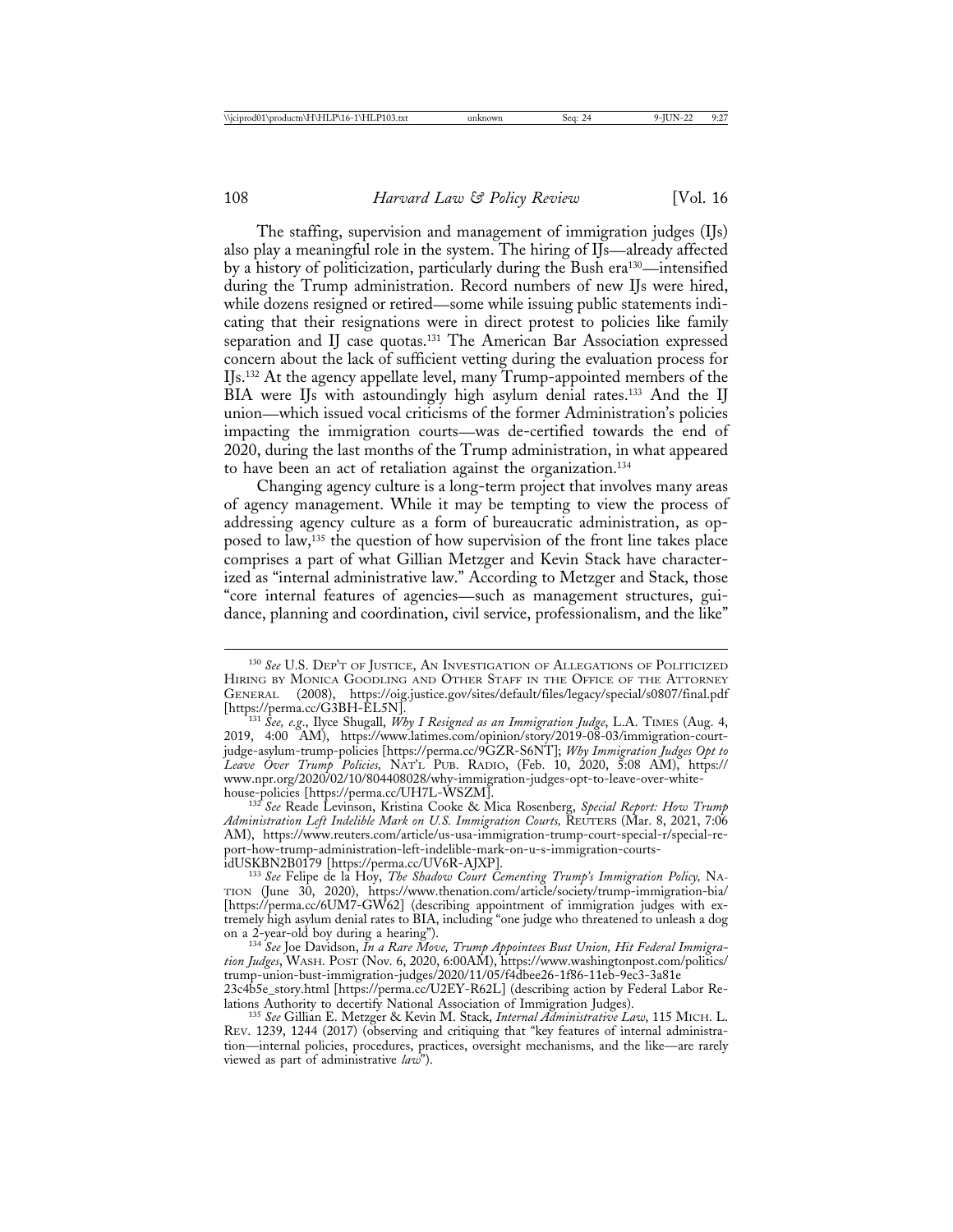The staffing, supervision and management of immigration judges (IJs) also play a meaningful role in the system. The hiring of IJs—already affected by a history of politicization, particularly during the Bush era[130]—intensified during the Trump administration. Record numbers of new IJs were hired, while dozens resigned or retired—some while issuing public statements indicating that their resignations were in direct protest to policies like family separation and IJ case quotas.[131] The American Bar Association expressed concern about the lack of sufficient vetting during the evaluation process for IJs.[132] At the agency appellate level, many Trump-appointed members of the BIA were IJs with astoundingly high asylum denial rates.[133] And the IJ union—which issued vocal criticisms of the former Administration's policies impacting the immigration courts—was de-certified towards the end of 2020, during the last months of the Trump administration, in what appeared to have been an act of retaliation against the organization.[134]

Changing agency culture is a long-term project that involves many areas of agency management. While it may be tempting to view the process of addressing agency culture as a form of bureaucratic administration, as opposed to law,[135] the question of how supervision of the front line takes place comprises a part of what Gillian Metzger and Kevin Stack have characterized as "internal administrative law." According to Metzger and Stack, those "core internal features of agencies—such as management structures, guidance, planning and coordination, civil service, professionalism, and the like"

---

[130] *See* U.S. Dep't of Justice, An Investigation of Allegations of Politicized Hiring by Monica Goodling and Other Staff in the Office of the Attorney General (2008), https://oig.justice.gov/sites/default/files/legacy/special/s0807/final.pdf [https://perma.cc/G3BH-EL5N].

[131] *See, e.g.*, Ilyce Shugall, *Why I Resigned as an Immigration Judge*, L.A. Times (Aug. 4, 2019, 4:00 AM), https://www.latimes.com/opinion/story/2019-08-03/immigration-court-judge-asylum-trump-policies [https://perma.cc/9GZR-S6NT]; *Why Immigration Judges Opt to Leave Over Trump Policies,* Nat'l Pub. Radio, (Feb. 10, 2020, 5:08 AM), https://www.npr.org/2020/02/10/804408028/why-immigration-judges-opt-to-leave-over-white-house-policies [https://perma.cc/UH7L-WSZM].

[132] *See* Reade Levinson, Kristina Cooke & Mica Rosenberg, *Special Report: How Trump Administration Left Indelible Mark on U.S. Immigration Courts,* Reuters (Mar. 8, 2021, 7:06 AM), https://www.reuters.com/article/us-usa-immigration-trump-court-special-r/special-report-how-trump-administration-left-indelible-mark-on-u-s-immigration-courts-idUSKBN2B0179 [https://perma.cc/UV6R-AJXP].

[133] *See* Felipe de la Hoy, *The Shadow Court Cementing Trump's Immigration Policy,* Nation (June 30, 2020), https://www.thenation.com/article/society/trump-immigration-bia/ [https://perma.cc/6UM7-GW62] (describing appointment of immigration judges with extremely high asylum denial rates to BIA, including "one judge who threatened to unleash a dog on a 2-year-old boy during a hearing").

[134] *See* Joe Davidson, *In a Rare Move, Trump Appointees Bust Union, Hit Federal Immigration Judges*, Wash. Post (Nov. 6, 2020, 6:00AM), https://www.washingtonpost.com/politics/trump-union-bust-immigration-judges/2020/11/05/f4dbee26-1f86-11eb-9ec3-3a81e23c4b5e_story.html [https://perma.cc/U2EY-R62L] (describing action by Federal Labor Relations Authority to decertify National Association of Immigration Judges).

[135] *See* Gillian E. Metzger & Kevin M. Stack, *Internal Administrative Law*, 115 Mich. L. Rev. 1239, 1244 (2017) (observing and critiquing that "key features of internal administration—internal policies, procedures, practices, oversight mechanisms, and the like—are rarely viewed as part of administrative *law*").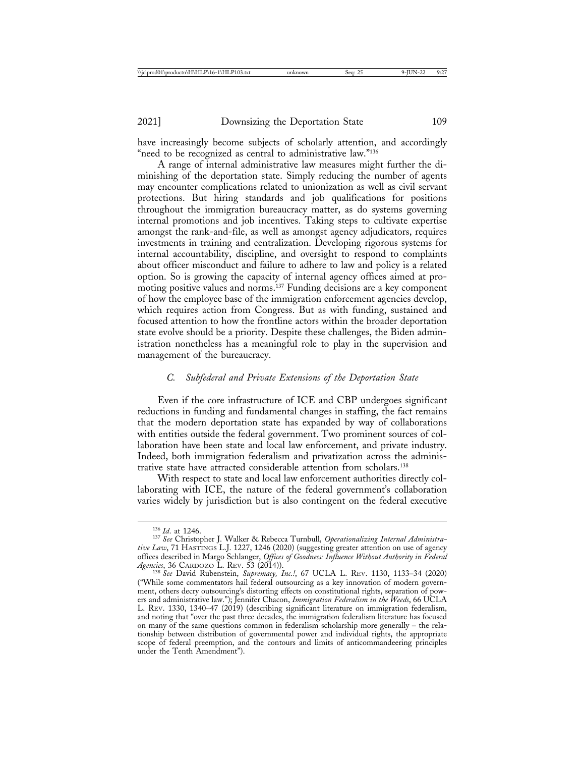have increasingly become subjects of scholarly attention, and accordingly "need to be recognized as central to administrative law."[136]

A range of internal administrative law measures might further the diminishing of the deportation state. Simply reducing the number of agents may encounter complications related to unionization as well as civil servant protections. But hiring standards and job qualifications for positions throughout the immigration bureaucracy matter, as do systems governing internal promotions and job incentives. Taking steps to cultivate expertise amongst the rank-and-file, as well as amongst agency adjudicators, requires investments in training and centralization. Developing rigorous systems for internal accountability, discipline, and oversight to respond to complaints about officer misconduct and failure to adhere to law and policy is a related option. So is growing the capacity of internal agency offices aimed at promoting positive values and norms.[137] Funding decisions are a key component of how the employee base of the immigration enforcement agencies develop, which requires action from Congress. But as with funding, sustained and focused attention to how the frontline actors within the broader deportation state evolve should be a priority. Despite these challenges, the Biden administration nonetheless has a meaningful role to play in the supervision and management of the bureaucracy.

### *C. Subfederal and Private Extensions of the Deportation State*

Even if the core infrastructure of ICE and CBP undergoes significant reductions in funding and fundamental changes in staffing, the fact remains that the modern deportation state has expanded by way of collaborations with entities outside the federal government. Two prominent sources of collaboration have been state and local law enforcement, and private industry. Indeed, both immigration federalism and privatization across the administrative state have attracted considerable attention from scholars.[138]

With respect to state and local law enforcement authorities directly collaborating with ICE, the nature of the federal government's collaboration varies widely by jurisdiction but is also contingent on the federal executive

---

[136] *Id.* at 1246.

[137] *See* Christopher J. Walker & Rebecca Turnbull, *Operationalizing Internal Administrative Law*, 71 HASTINGS L.J. 1227, 1246 (2020) (suggesting greater attention on use of agency offices described in Margo Schlanger, *Offices of Goodness: Influence Without Authority in Federal Agencies*, 36 CARDOZO L. REV. 53 (2014)).

[138] *See* David Rubenstein, *Supremacy, Inc.!*, 67 UCLA L. REV. 1130, 1133–34 (2020) ("While some commentators hail federal outsourcing as a key innovation of modern government, others decry outsourcing's distorting effects on constitutional rights, separation of powers and administrative law."); Jennifer Chacon, *Immigration Federalism in the Weeds*, 66 UCLA L. REV. 1330, 1340–47 (2019) (describing significant literature on immigration federalism, and noting that "over the past three decades, the immigration federalism literature has focused on many of the same questions common in federalism scholarship more generally – the relationship between distribution of governmental power and individual rights, the appropriate scope of federal preemption, and the contours and limits of anticommandeering principles under the Tenth Amendment").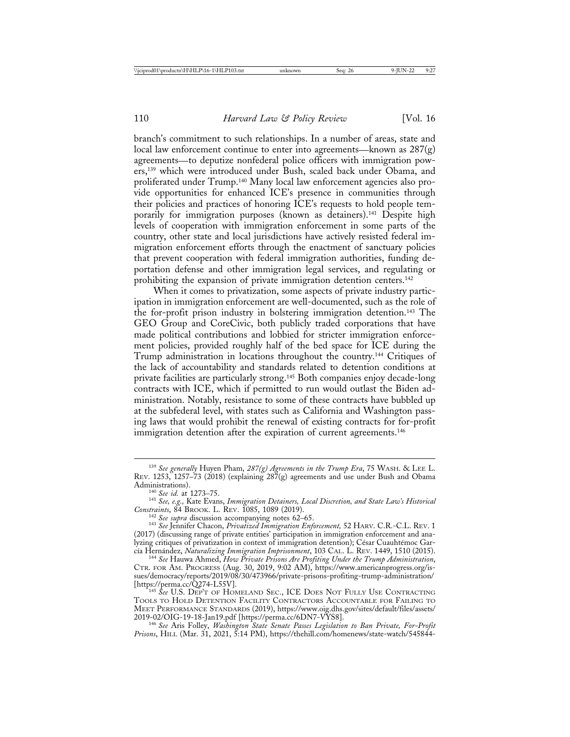branch's commitment to such relationships. In a number of areas, state and local law enforcement continue to enter into agreements—known as 287(g) agreements—to deputize nonfederal police officers with immigration powers,[139] which were introduced under Bush, scaled back under Obama, and proliferated under Trump.[140] Many local law enforcement agencies also provide opportunities for enhanced ICE's presence in communities through their policies and practices of honoring ICE's requests to hold people temporarily for immigration purposes (known as detainers).[141] Despite high levels of cooperation with immigration enforcement in some parts of the country, other state and local jurisdictions have actively resisted federal immigration enforcement efforts through the enactment of sanctuary policies that prevent cooperation with federal immigration authorities, funding deportation defense and other immigration legal services, and regulating or prohibiting the expansion of private immigration detention centers.[142]

When it comes to privatization, some aspects of private industry participation in immigration enforcement are well-documented, such as the role of the for-profit prison industry in bolstering immigration detention.[143] The GEO Group and CoreCivic, both publicly traded corporations that have made political contributions and lobbied for stricter immigration enforcement policies, provided roughly half of the bed space for ICE during the Trump administration in locations throughout the country.[144] Critiques of the lack of accountability and standards related to detention conditions at private facilities are particularly strong.[145] Both companies enjoy decade-long contracts with ICE, which if permitted to run would outlast the Biden administration. Notably, resistance to some of these contracts have bubbled up at the subfederal level, with states such as California and Washington passing laws that would prohibit the renewal of existing contracts for for-profit immigration detention after the expiration of current agreements.[146]

---

[139] *See generally* Huyen Pham, *287(g) Agreements in the Trump Era*, 75 WASH. & LEE L. REV. 1253, 1257–73 (2018) (explaining 287(g) agreements and use under Bush and Obama Administrations).

[140] *See id.* at 1273–75.

[141] *See, e.g.,* Kate Evans, *Immigration Detainers, Local Discretion, and State Law's Historical Constraints*, 84 BROOK. L. REV. 1085, 1089 (2019).

[142] *See supra* discussion accompanying notes 62–65.

[143] *See* Jennifer Chacon, *Privatized Immigration Enforcement,* 52 HARV. C.R.-C.L. REV. 1 (2017) (discussing range of private entities' participation in immigration enforcement and analyzing critiques of privatization in context of immigration detention); César Cuauhtémoc García Hernández, *Naturalizing Immigration Imprisonment*, 103 CAL. L. REV. 1449, 1510 (2015).

[144] *See* Hauwa Ahmed, *How Private Prisons Are Profiting Under the Trump Administration*, CTR. FOR AM. PROGRESS (Aug. 30, 2019, 9:02 AM), https://www.americanprogress.org/issues/democracy/reports/2019/08/30/473966/private-prisons-profiting-trump-administration/ [https://perma.cc/Q274-L55V].

[145] *See* U.S. DEP'T OF HOMELAND SEC., ICE DOES NOT FULLY USE CONTRACTING TOOLS TO HOLD DETENTION FACILITY CONTRACTORS ACCOUNTABLE FOR FAILING TO MEET PERFORMANCE STANDARDS (2019), https://www.oig.dhs.gov/sites/default/files/assets/2019-02/OIG-19-18-Jan19.pdf [https://perma.cc/6DN7-VYS8].

[146] *See* Aris Folley, *Washington State Senate Passes Legislation to Ban Private, For-Profit Prisons*, HILL (Mar. 31, 2021, 5:14 PM), https://thehill.com/homenews/state-watch/545844-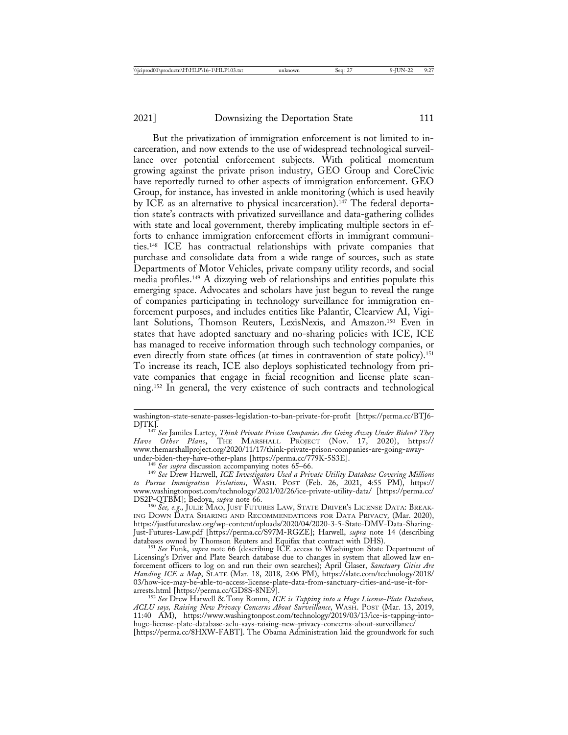But the privatization of immigration enforcement is not limited to incarceration, and now extends to the use of widespread technological surveillance over potential enforcement subjects. With political momentum growing against the private prison industry, GEO Group and CoreCivic have reportedly turned to other aspects of immigration enforcement. GEO Group, for instance, has invested in ankle monitoring (which is used heavily by ICE as an alternative to physical incarceration).[147] The federal deportation state's contracts with privatized surveillance and data-gathering collides with state and local government, thereby implicating multiple sectors in efforts to enhance immigration enforcement efforts in immigrant communities.[148] ICE has contractual relationships with private companies that purchase and consolidate data from a wide range of sources, such as state Departments of Motor Vehicles, private company utility records, and social media profiles.[149] A dizzying web of relationships and entities populate this emerging space. Advocates and scholars have just begun to reveal the range of companies participating in technology surveillance for immigration enforcement purposes, and includes entities like Palantir, Clearview AI, Vigilant Solutions, Thomson Reuters, LexisNexis, and Amazon.[150] Even in states that have adopted sanctuary and no-sharing policies with ICE, ICE has managed to receive information through such technology companies, or even directly from state offices (at times in contravention of state policy).[151] To increase its reach, ICE also deploys sophisticated technology from private companies that engage in facial recognition and license plate scanning.[152] In general, the very existence of such contracts and technological

---

washington-state-senate-passes-legislation-to-ban-private-for-profit [https://perma.cc/BTJ6-DJTK].

[147] *See* Jamiles Lartey, *Think Private Prison Companies Are Going Away Under Biden? They Have Other Plans*, THE MARSHALL PROJECT (Nov. 17, 2020), https://www.themarshallproject.org/2020/11/17/think-private-prison-companies-are-going-away-under-biden-they-have-other-plans [https://perma.cc/779K-5S3E].

[148] *See supra* discussion accompanying notes 65–66.

[149] *See* Drew Harwell, *ICE Investigators Used a Private Utility Database Covering Millions to Pursue Immigration Violations*, WASH. POST (Feb. 26, 2021, 4:55 PM), https://www.washingtonpost.com/technology/2021/02/26/ice-private-utility-data/ [https://perma.cc/DS2P-QTBM]; Bedoya, *supra* note 66.

[150] *See, e.g.*, JULIE MAO, JUST FUTURES LAW, STATE DRIVER'S LICENSE DATA: BREAKING DOWN DATA SHARING AND RECOMMENDATIONS FOR DATA PRIVACY, (Mar. 2020), https://justfutureslaw.org/wp-content/uploads/2020/04/2020-3-5-State-DMV-Data-Sharing-Just-Futures-Law.pdf [https://perma.cc/S97M-RGZE]; Harwell, *supra* note 14 (describing databases owned by Thomson Reuters and Equifax that contract with DHS).

[151] *See* Funk, *supra* note 66 (describing ICE access to Washington State Department of Licensing's Driver and Plate Search database due to changes in system that allowed law enforcement officers to log on and run their own searches); April Glaser, *Sanctuary Cities Are Handing ICE a Map*, SLATE (Mar. 18, 2018, 2:06 PM), https://slate.com/technology/2018/03/how-ice-may-be-able-to-access-license-plate-data-from-sanctuary-cities-and-use-it-for-arrests.html [https://perma.cc/GD8S-8NE9].

[152] *See* Drew Harwell & Tony Romm, *ICE is Tapping into a Huge License-Plate Database, ACLU says, Raising New Privacy Concerns About Surveillance*, WASH. POST (Mar. 13, 2019, 11:40 AM), https://www.washingtonpost.com/technology/2019/03/13/ice-is-tapping-into-huge-license-plate-database-aclu-says-raising-new-privacy-concerns-about-surveillance/ [https://perma.cc/8HXW-FABT]. The Obama Administration laid the groundwork for such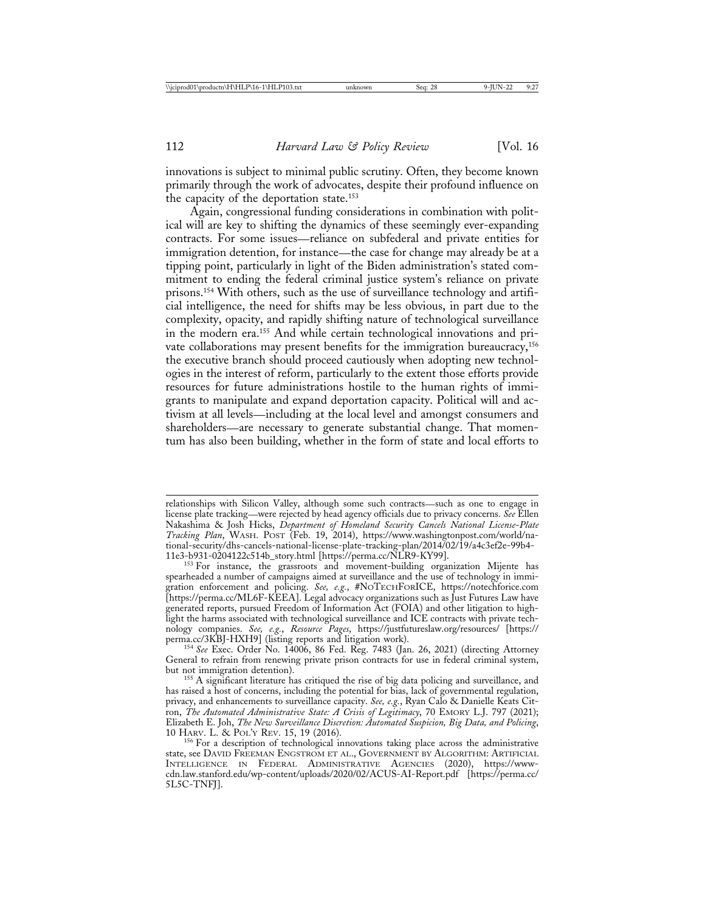innovations is subject to minimal public scrutiny. Often, they become known primarily through the work of advocates, despite their profound influence on the capacity of the deportation state.[153]

Again, congressional funding considerations in combination with political will are key to shifting the dynamics of these seemingly ever-expanding contracts. For some issues—reliance on subfederal and private entities for immigration detention, for instance—the case for change may already be at a tipping point, particularly in light of the Biden administration's stated commitment to ending the federal criminal justice system's reliance on private prisons.[154] With others, such as the use of surveillance technology and artificial intelligence, the need for shifts may be less obvious, in part due to the complexity, opacity, and rapidly shifting nature of technological surveillance in the modern era.[155] And while certain technological innovations and private collaborations may present benefits for the immigration bureaucracy,[156] the executive branch should proceed cautiously when adopting new technologies in the interest of reform, particularly to the extent those efforts provide resources for future administrations hostile to the human rights of immigrants to manipulate and expand deportation capacity. Political will and activism at all levels—including at the local level and amongst consumers and shareholders—are necessary to generate substantial change. That momentum has also been building, whether in the form of state and local efforts to

---

relationships with Silicon Valley, although some such contracts—such as one to engage in license plate tracking—were rejected by head agency officials due to privacy concerns. *See* Ellen Nakashima & Josh Hicks, *Department of Homeland Security Cancels National License-Plate Tracking Plan*, WASH. POST (Feb. 19, 2014), https://www.washingtonpost.com/world/national-security/dhs-cancels-national-license-plate-tracking-plan/2014/02/19/a4c3ef2e-99b4-11e3-b931-0204122c514b_story.html [https://perma.cc/NLR9-KY99].

[153] For instance, the grassroots and movement-building organization Mijente has spearheaded a number of campaigns aimed at surveillance and the use of technology in immigration enforcement and policing. *See, e.g.*, #NOTECHFORICE, https://notechforice.com [https://perma.cc/ML6F-KEEA]. Legal advocacy organizations such as Just Futures Law have generated reports, pursued Freedom of Information Act (FOIA) and other litigation to highlight the harms associated with technological surveillance and ICE contracts with private technology companies. *See, e.g.*, *Resource Pages*, https://justfutureslaw.org/resources/ [https://perma.cc/3KBJ-HXH9] (listing reports and litigation work).

[154] *See* Exec. Order No. 14006, 86 Fed. Reg. 7483 (Jan. 26, 2021) (directing Attorney General to refrain from renewing private prison contracts for use in federal criminal system, but not immigration detention).

[155] A significant literature has critiqued the rise of big data policing and surveillance, and has raised a host of concerns, including the potential for bias, lack of governmental regulation, privacy, and enhancements to surveillance capacity. *See, e.g.*, Ryan Calo & Danielle Keats Citron, *The Automated Administrative State: A Crisis of Legitimacy*, 70 EMORY L.J. 797 (2021); Elizabeth E. Joh, *The New Surveillance Discretion: Automated Suspicion, Big Data, and Policing*, 10 HARV. L. & POL'Y REV. 15, 19 (2016).

[156] For a description of technological innovations taking place across the administrative state, see DAVID FREEMAN ENGSTROM ET AL., GOVERNMENT BY ALGORITHM: ARTIFICIAL INTELLIGENCE IN FEDERAL ADMINISTRATIVE AGENCIES (2020), https://www-cdn.law.stanford.edu/wp-content/uploads/2020/02/ACUS-AI-Report.pdf [https://perma.cc/5L5C-TNFJ].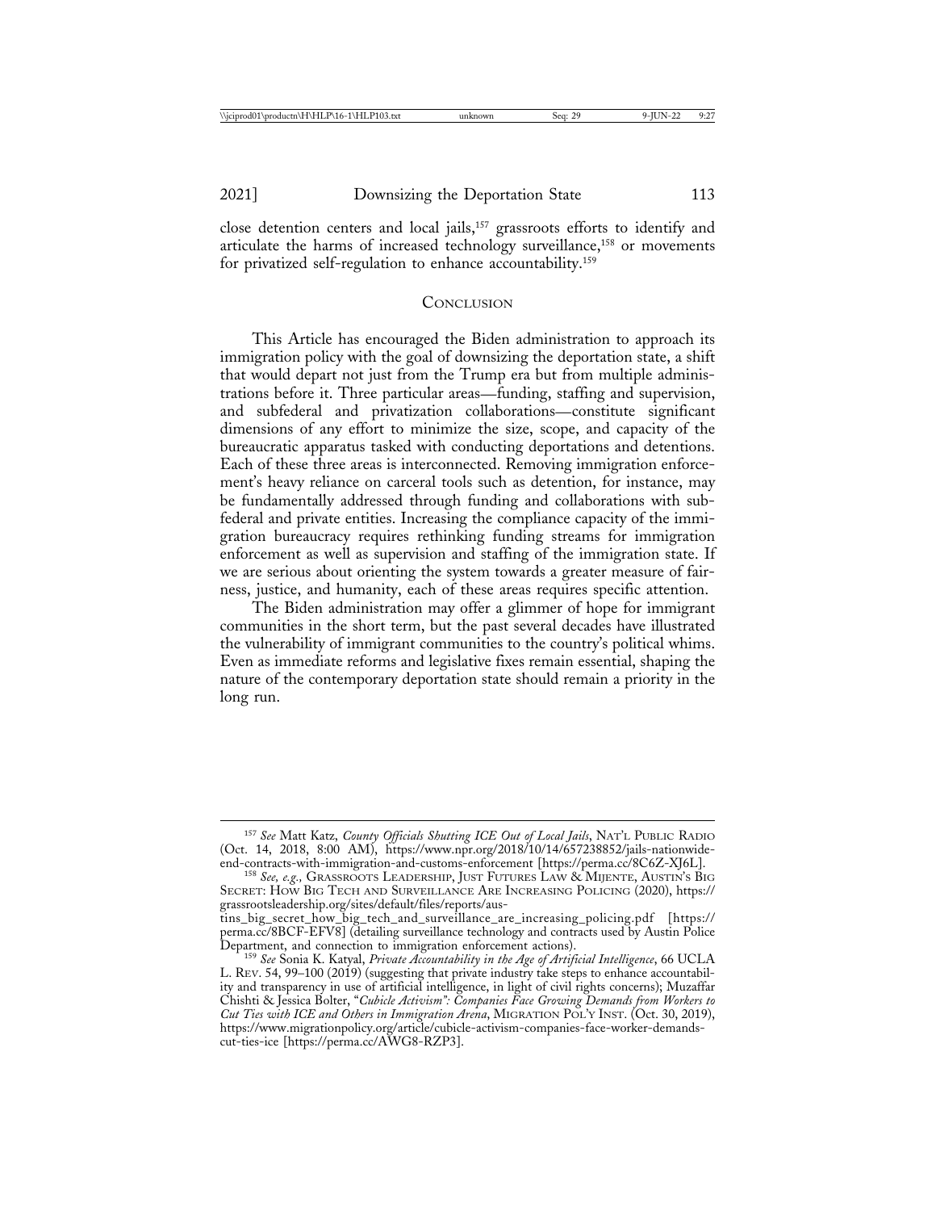close detention centers and local jails,[157] grassroots efforts to identify and articulate the harms of increased technology surveillance,[158] or movements for privatized self-regulation to enhance accountability.[159]

## Conclusion

This Article has encouraged the Biden administration to approach its immigration policy with the goal of downsizing the deportation state, a shift that would depart not just from the Trump era but from multiple administrations before it. Three particular areas—funding, staffing and supervision, and subfederal and privatization collaborations—constitute significant dimensions of any effort to minimize the size, scope, and capacity of the bureaucratic apparatus tasked with conducting deportations and detentions. Each of these three areas is interconnected. Removing immigration enforcement's heavy reliance on carceral tools such as detention, for instance, may be fundamentally addressed through funding and collaborations with subfederal and private entities. Increasing the compliance capacity of the immigration bureaucracy requires rethinking funding streams for immigration enforcement as well as supervision and staffing of the immigration state. If we are serious about orienting the system towards a greater measure of fairness, justice, and humanity, each of these areas requires specific attention.

The Biden administration may offer a glimmer of hope for immigrant communities in the short term, but the past several decades have illustrated the vulnerability of immigrant communities to the country's political whims. Even as immediate reforms and legislative fixes remain essential, shaping the nature of the contemporary deportation state should remain a priority in the long run.

---

[157] *See* Matt Katz, *County Officials Shutting ICE Out of Local Jails*, NAT'L PUBLIC RADIO (Oct. 14, 2018, 8:00 AM), https://www.npr.org/2018/10/14/657238852/jails-nationwide-end-contracts-with-immigration-and-customs-enforcement [https://perma.cc/8C6Z-XJ6L].

[158] *See, e.g.,* GRASSROOTS LEADERSHIP, JUST FUTURES LAW & MIJENTE, AUSTIN'S BIG SECRET: HOW BIG TECH AND SURVEILLANCE ARE INCREASING POLICING (2020), https://grassrootsleadership.org/sites/default/files/reports/austins_big_secret_how_big_tech_and_surveillance_are_increasing_policing.pdf [https://perma.cc/8BCF-EFV8] (detailing surveillance technology and contracts used by Austin Police Department, and connection to immigration enforcement actions).

[159] *See* Sonia K. Katyal, *Private Accountability in the Age of Artificial Intelligence*, 66 UCLA L. REV. 54, 99–100 (2019) (suggesting that private industry take steps to enhance accountability and transparency in use of artificial intelligence, in light of civil rights concerns); Muzaffar Chishti & Jessica Bolter, "*Cubicle Activism": Companies Face Growing Demands from Workers to Cut Ties with ICE and Others in Immigration Arena*, MIGRATION POL'Y INST. (Oct. 30, 2019), https://www.migrationpolicy.org/article/cubicle-activism-companies-face-worker-demands-cut-ties-ice [https://perma.cc/AWG8-RZP3].